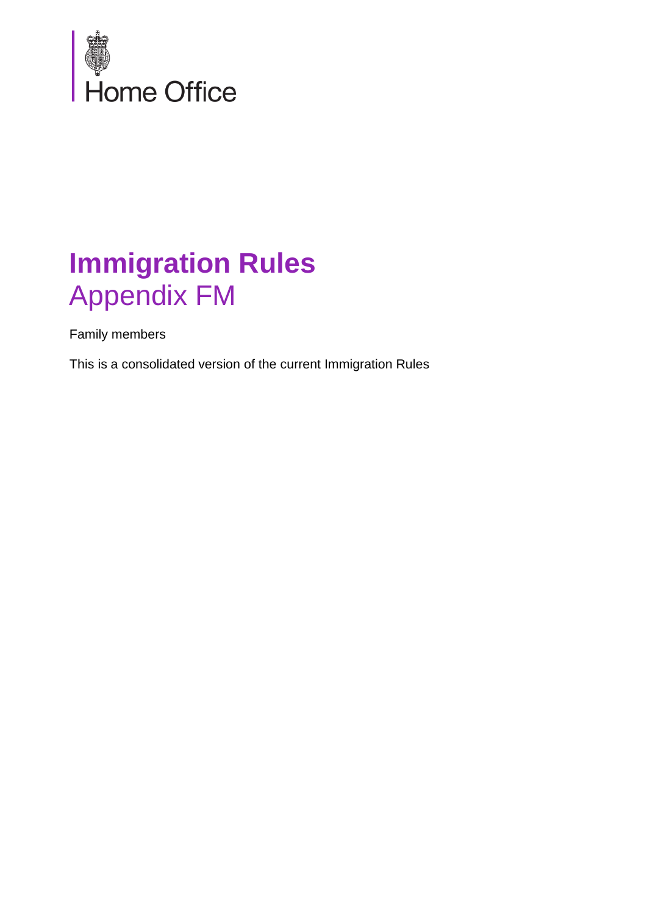Home Office

# Immigration Rules

## Appendix FM

Family members

This is a consolidated version of the current Immigration Rules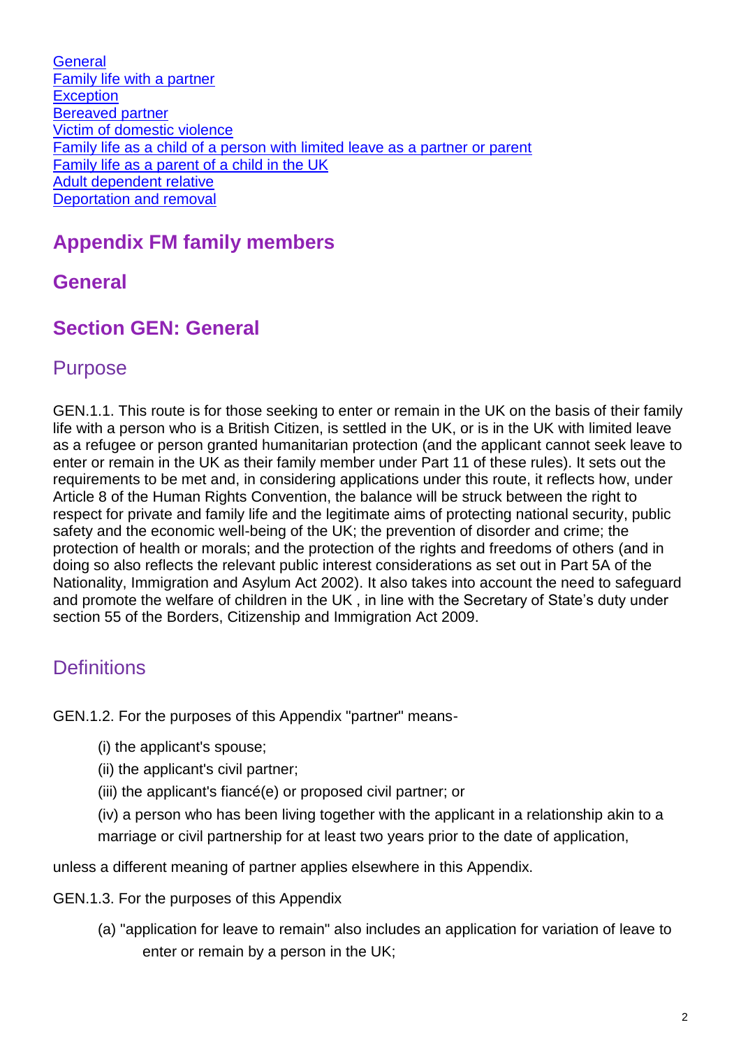[General](#)
[Family life with a partner](#)
[Exception](#)
[Bereaved partner](#)
[Victim of domestic violence](#)
[Family life as a child of a person with limited leave as a partner or parent](#)
[Family life as a parent of a child in the UK](#)
[Adult dependent relative](#)
[Deportation and removal](#)

# Appendix FM family members

## General

## Section GEN: General

### Purpose

GEN.1.1. This route is for those seeking to enter or remain in the UK on the basis of their family life with a person who is a British Citizen, is settled in the UK, or is in the UK with limited leave as a refugee or person granted humanitarian protection (and the applicant cannot seek leave to enter or remain in the UK as their family member under Part 11 of these rules). It sets out the requirements to be met and, in considering applications under this route, it reflects how, under Article 8 of the Human Rights Convention, the balance will be struck between the right to respect for private and family life and the legitimate aims of protecting national security, public safety and the economic well-being of the UK; the prevention of disorder and crime; the protection of health or morals; and the protection of the rights and freedoms of others (and in doing so also reflects the relevant public interest considerations as set out in Part 5A of the Nationality, Immigration and Asylum Act 2002). It also takes into account the need to safeguard and promote the welfare of children in the UK , in line with the Secretary of State's duty under section 55 of the Borders, Citizenship and Immigration Act 2009.

### Definitions

GEN.1.2. For the purposes of this Appendix "partner" means-

(i) the applicant's spouse;

(ii) the applicant's civil partner;

(iii) the applicant's fiancé(e) or proposed civil partner; or

(iv) a person who has been living together with the applicant in a relationship akin to a marriage or civil partnership for at least two years prior to the date of application,

unless a different meaning of partner applies elsewhere in this Appendix.

GEN.1.3. For the purposes of this Appendix

(a) "application for leave to remain" also includes an application for variation of leave to enter or remain by a person in the UK;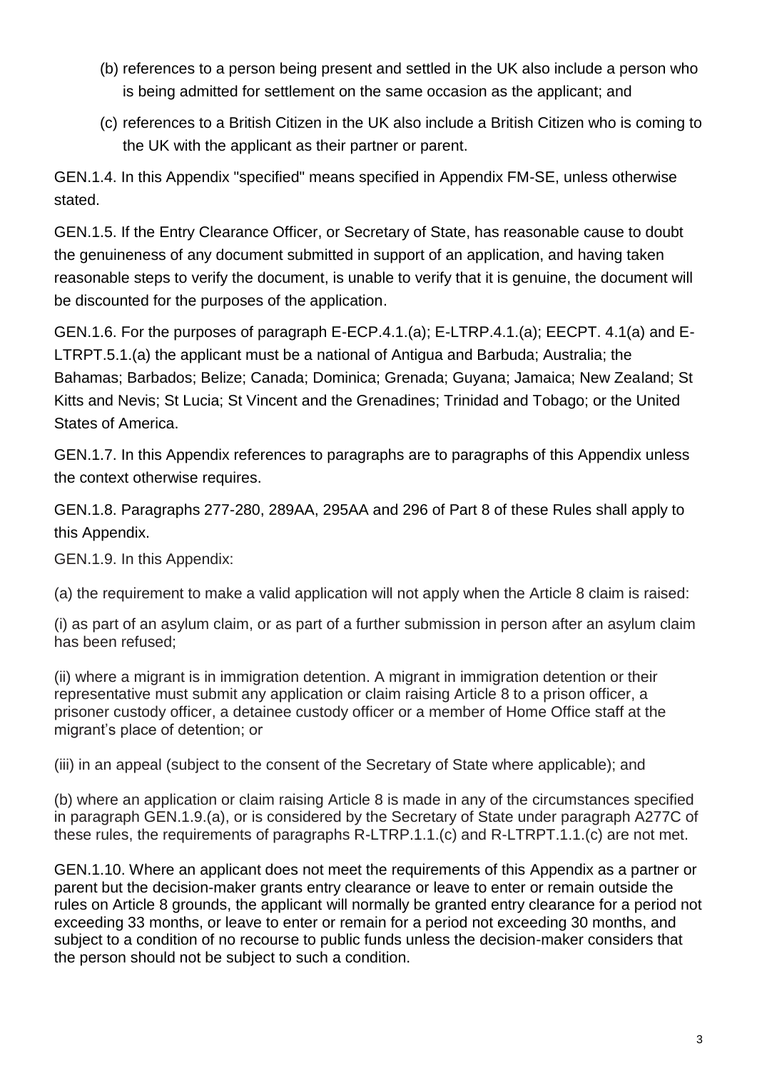(b) references to a person being present and settled in the UK also include a person who is being admitted for settlement on the same occasion as the applicant; and

(c) references to a British Citizen in the UK also include a British Citizen who is coming to the UK with the applicant as their partner or parent.

GEN.1.4. In this Appendix "specified" means specified in Appendix FM-SE, unless otherwise stated.

GEN.1.5. If the Entry Clearance Officer, or Secretary of State, has reasonable cause to doubt the genuineness of any document submitted in support of an application, and having taken reasonable steps to verify the document, is unable to verify that it is genuine, the document will be discounted for the purposes of the application.

GEN.1.6. For the purposes of paragraph E-ECP.4.1.(a); E-LTRP.4.1.(a); EECPT. 4.1(a) and E-LTRPT.5.1.(a) the applicant must be a national of Antigua and Barbuda; Australia; the Bahamas; Barbados; Belize; Canada; Dominica; Grenada; Guyana; Jamaica; New Zealand; St Kitts and Nevis; St Lucia; St Vincent and the Grenadines; Trinidad and Tobago; or the United States of America.

GEN.1.7. In this Appendix references to paragraphs are to paragraphs of this Appendix unless the context otherwise requires.

GEN.1.8. Paragraphs 277-280, 289AA, 295AA and 296 of Part 8 of these Rules shall apply to this Appendix.

GEN.1.9. In this Appendix:

(a) the requirement to make a valid application will not apply when the Article 8 claim is raised:

(i) as part of an asylum claim, or as part of a further submission in person after an asylum claim has been refused;

(ii) where a migrant is in immigration detention. A migrant in immigration detention or their representative must submit any application or claim raising Article 8 to a prison officer, a prisoner custody officer, a detainee custody officer or a member of Home Office staff at the migrant's place of detention; or

(iii) in an appeal (subject to the consent of the Secretary of State where applicable); and

(b) where an application or claim raising Article 8 is made in any of the circumstances specified in paragraph GEN.1.9.(a), or is considered by the Secretary of State under paragraph A277C of these rules, the requirements of paragraphs R-LTRP.1.1.(c) and R-LTRPT.1.1.(c) are not met.

GEN.1.10. Where an applicant does not meet the requirements of this Appendix as a partner or parent but the decision-maker grants entry clearance or leave to enter or remain outside the rules on Article 8 grounds, the applicant will normally be granted entry clearance for a period not exceeding 33 months, or leave to enter or remain for a period not exceeding 30 months, and subject to a condition of no recourse to public funds unless the decision-maker considers that the person should not be subject to such a condition.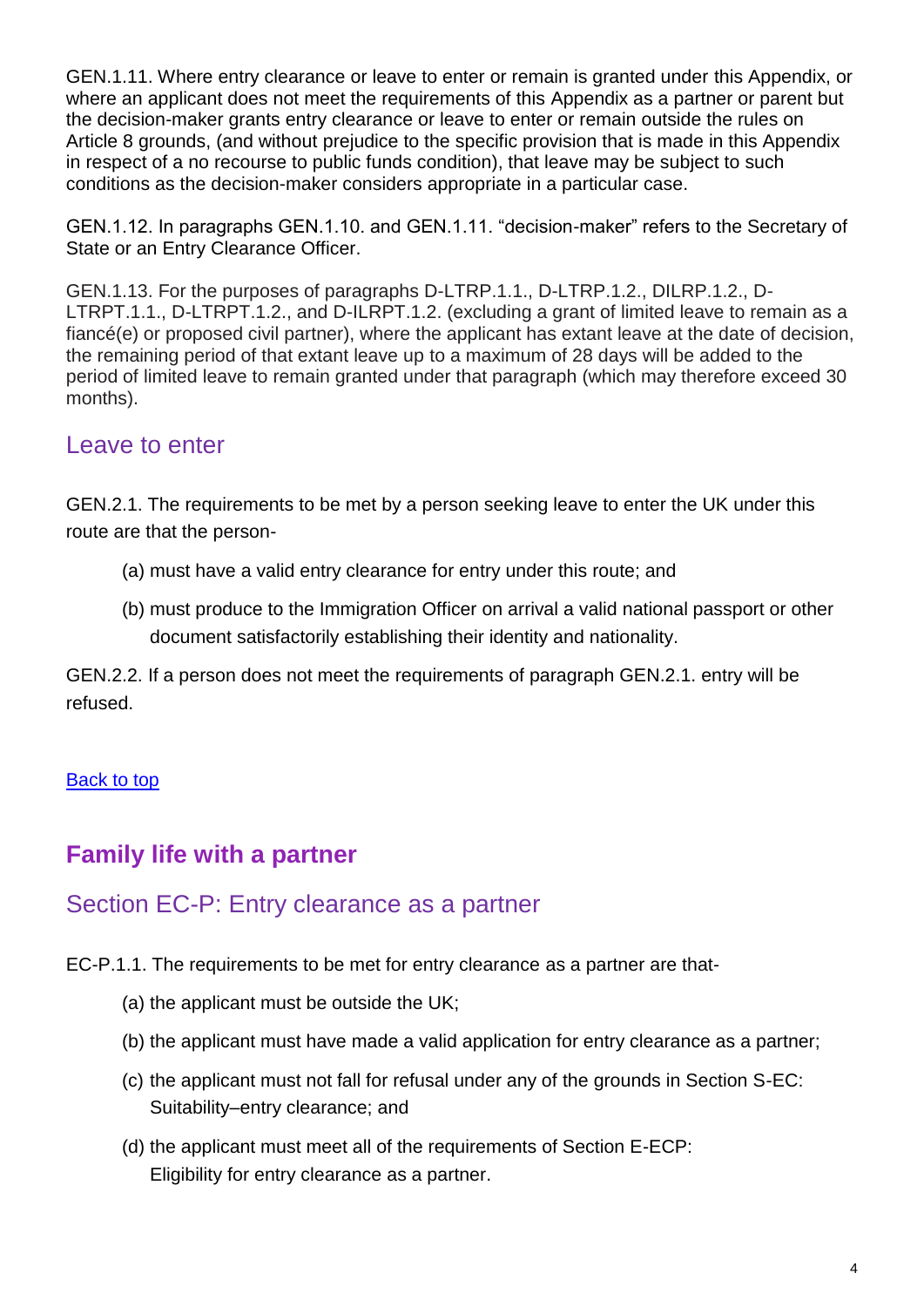GEN.1.11. Where entry clearance or leave to enter or remain is granted under this Appendix, or where an applicant does not meet the requirements of this Appendix as a partner or parent but the decision-maker grants entry clearance or leave to enter or remain outside the rules on Article 8 grounds, (and without prejudice to the specific provision that is made in this Appendix in respect of a no recourse to public funds condition), that leave may be subject to such conditions as the decision-maker considers appropriate in a particular case.

GEN.1.12. In paragraphs GEN.1.10. and GEN.1.11. "decision-maker" refers to the Secretary of State or an Entry Clearance Officer.

GEN.1.13. For the purposes of paragraphs D-LTRP.1.1., D-LTRP.1.2., DILRP.1.2., D-LTRPT.1.1., D-LTRPT.1.2., and D-ILRPT.1.2. (excluding a grant of limited leave to remain as a fiancé(e) or proposed civil partner), where the applicant has extant leave at the date of decision, the remaining period of that extant leave up to a maximum of 28 days will be added to the period of limited leave to remain granted under that paragraph (which may therefore exceed 30 months).

### Leave to enter

GEN.2.1. The requirements to be met by a person seeking leave to enter the UK under this route are that the person-

- (a) must have a valid entry clearance for entry under this route; and
- (b) must produce to the Immigration Officer on arrival a valid national passport or other document satisfactorily establishing their identity and nationality.

GEN.2.2. If a person does not meet the requirements of paragraph GEN.2.1. entry will be refused.

Back to top

## Family life with a partner

### Section EC-P: Entry clearance as a partner

EC-P.1.1. The requirements to be met for entry clearance as a partner are that-

- (a) the applicant must be outside the UK;
- (b) the applicant must have made a valid application for entry clearance as a partner;
- (c) the applicant must not fall for refusal under any of the grounds in Section S-EC: Suitability–entry clearance; and
- (d) the applicant must meet all of the requirements of Section E-ECP: Eligibility for entry clearance as a partner.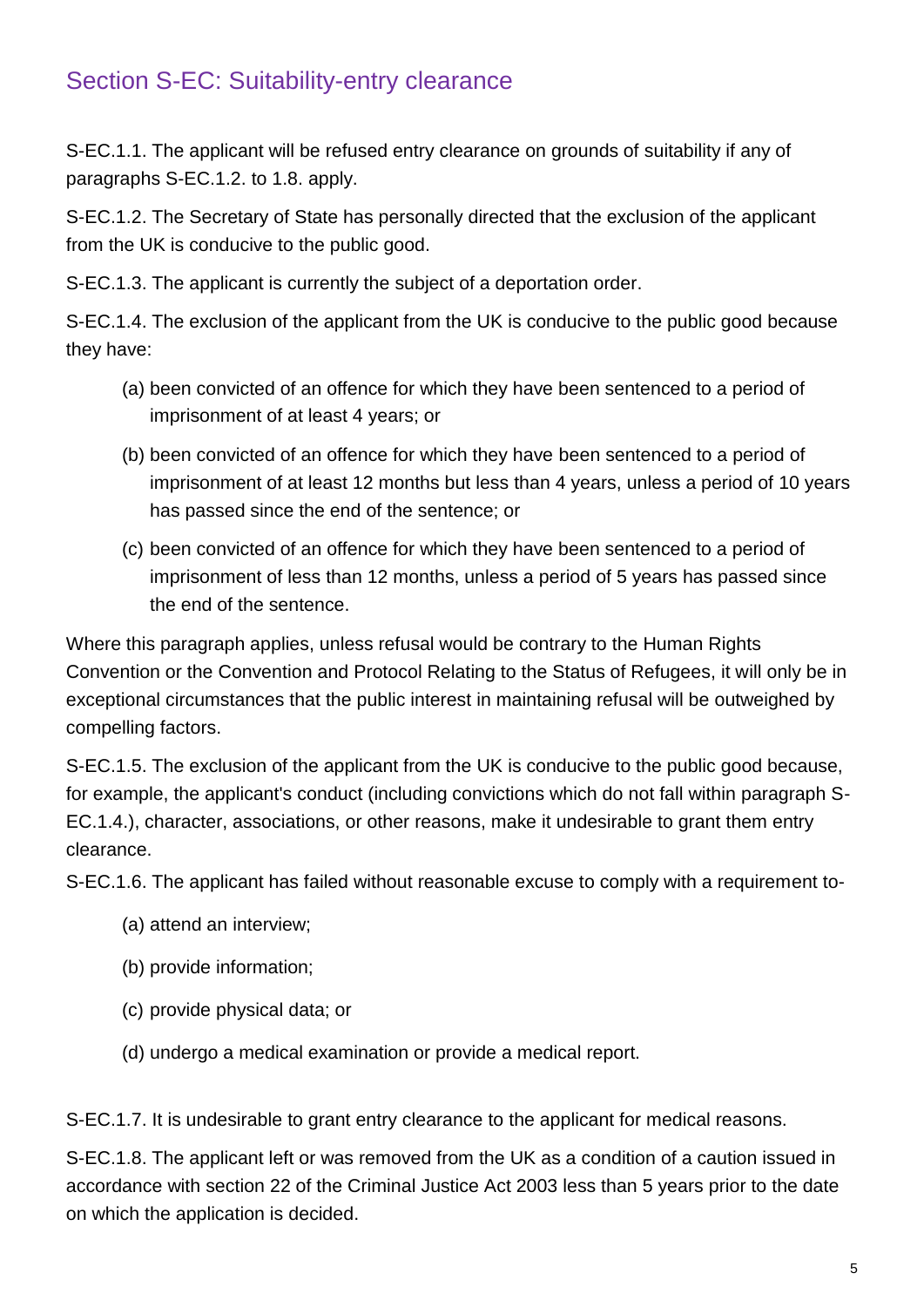## Section S-EC: Suitability-entry clearance

S-EC.1.1. The applicant will be refused entry clearance on grounds of suitability if any of paragraphs S-EC.1.2. to 1.8. apply.

S-EC.1.2. The Secretary of State has personally directed that the exclusion of the applicant from the UK is conducive to the public good.

S-EC.1.3. The applicant is currently the subject of a deportation order.

S-EC.1.4. The exclusion of the applicant from the UK is conducive to the public good because they have:

(a) been convicted of an offence for which they have been sentenced to a period of imprisonment of at least 4 years; or

(b) been convicted of an offence for which they have been sentenced to a period of imprisonment of at least 12 months but less than 4 years, unless a period of 10 years has passed since the end of the sentence; or

(c) been convicted of an offence for which they have been sentenced to a period of imprisonment of less than 12 months, unless a period of 5 years has passed since the end of the sentence.

Where this paragraph applies, unless refusal would be contrary to the Human Rights Convention or the Convention and Protocol Relating to the Status of Refugees, it will only be in exceptional circumstances that the public interest in maintaining refusal will be outweighed by compelling factors.

S-EC.1.5. The exclusion of the applicant from the UK is conducive to the public good because, for example, the applicant's conduct (including convictions which do not fall within paragraph S-EC.1.4.), character, associations, or other reasons, make it undesirable to grant them entry clearance.

S-EC.1.6. The applicant has failed without reasonable excuse to comply with a requirement to-

(a) attend an interview;

(b) provide information;

(c) provide physical data; or

(d) undergo a medical examination or provide a medical report.

S-EC.1.7. It is undesirable to grant entry clearance to the applicant for medical reasons.

S-EC.1.8. The applicant left or was removed from the UK as a condition of a caution issued in accordance with section 22 of the Criminal Justice Act 2003 less than 5 years prior to the date on which the application is decided.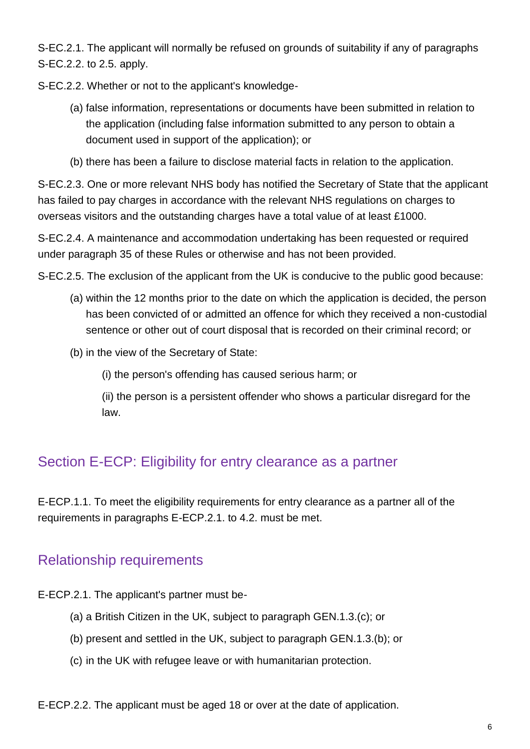S-EC.2.1. The applicant will normally be refused on grounds of suitability if any of paragraphs S-EC.2.2. to 2.5. apply.

S-EC.2.2. Whether or not to the applicant's knowledge-

- (a) false information, representations or documents have been submitted in relation to the application (including false information submitted to any person to obtain a document used in support of the application); or
- (b) there has been a failure to disclose material facts in relation to the application.

S-EC.2.3. One or more relevant NHS body has notified the Secretary of State that the applicant has failed to pay charges in accordance with the relevant NHS regulations on charges to overseas visitors and the outstanding charges have a total value of at least £1000.

S-EC.2.4. A maintenance and accommodation undertaking has been requested or required under paragraph 35 of these Rules or otherwise and has not been provided.

S-EC.2.5. The exclusion of the applicant from the UK is conducive to the public good because:

- (a) within the 12 months prior to the date on which the application is decided, the person has been convicted of or admitted an offence for which they received a non-custodial sentence or other out of court disposal that is recorded on their criminal record; or
- (b) in the view of the Secretary of State:
  - (i) the person's offending has caused serious harm; or
  - (ii) the person is a persistent offender who shows a particular disregard for the law.

## Section E-ECP: Eligibility for entry clearance as a partner

E-ECP.1.1. To meet the eligibility requirements for entry clearance as a partner all of the requirements in paragraphs E-ECP.2.1. to 4.2. must be met.

## Relationship requirements

E-ECP.2.1. The applicant's partner must be-

- (a) a British Citizen in the UK, subject to paragraph GEN.1.3.(c); or
- (b) present and settled in the UK, subject to paragraph GEN.1.3.(b); or
- (c) in the UK with refugee leave or with humanitarian protection.

E-ECP.2.2. The applicant must be aged 18 or over at the date of application.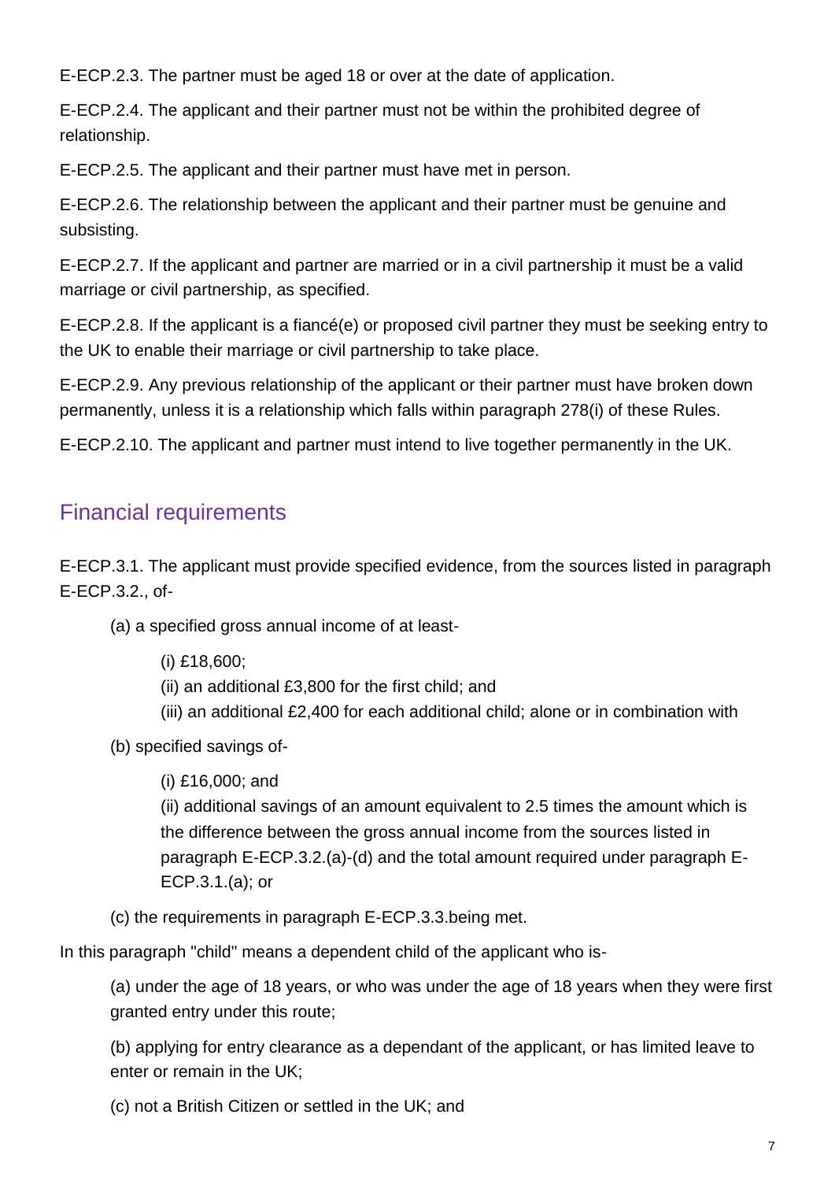E-ECP.2.3. The partner must be aged 18 or over at the date of application.

E-ECP.2.4. The applicant and their partner must not be within the prohibited degree of relationship.

E-ECP.2.5. The applicant and their partner must have met in person.

E-ECP.2.6. The relationship between the applicant and their partner must be genuine and subsisting.

E-ECP.2.7. If the applicant and partner are married or in a civil partnership it must be a valid marriage or civil partnership, as specified.

E-ECP.2.8. If the applicant is a fiancé(e) or proposed civil partner they must be seeking entry to the UK to enable their marriage or civil partnership to take place.

E-ECP.2.9. Any previous relationship of the applicant or their partner must have broken down permanently, unless it is a relationship which falls within paragraph 278(i) of these Rules.

E-ECP.2.10. The applicant and partner must intend to live together permanently in the UK.

## Financial requirements

E-ECP.3.1. The applicant must provide specified evidence, from the sources listed in paragraph E-ECP.3.2., of-

(a) a specified gross annual income of at least-

(i) £18,600;
(ii) an additional £3,800 for the first child; and
(iii) an additional £2,400 for each additional child; alone or in combination with

(b) specified savings of-

(i) £16,000; and
(ii) additional savings of an amount equivalent to 2.5 times the amount which is the difference between the gross annual income from the sources listed in paragraph E-ECP.3.2.(a)-(d) and the total amount required under paragraph E-ECP.3.1.(a); or

(c) the requirements in paragraph E-ECP.3.3.being met.

In this paragraph "child" means a dependent child of the applicant who is-

(a) under the age of 18 years, or who was under the age of 18 years when they were first granted entry under this route;

(b) applying for entry clearance as a dependant of the applicant, or has limited leave to enter or remain in the UK;

(c) not a British Citizen or settled in the UK; and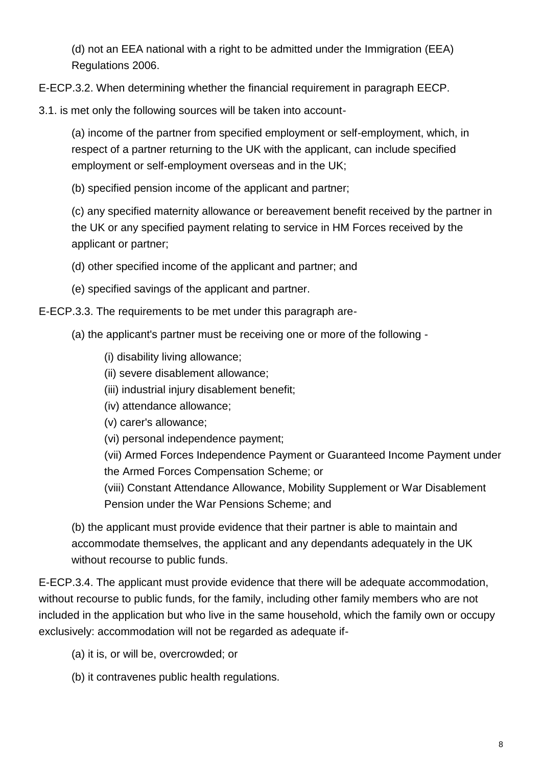(d) not an EEA national with a right to be admitted under the Immigration (EEA) Regulations 2006.

E-ECP.3.2. When determining whether the financial requirement in paragraph EECP.

3.1. is met only the following sources will be taken into account-

(a) income of the partner from specified employment or self-employment, which, in respect of a partner returning to the UK with the applicant, can include specified employment or self-employment overseas and in the UK;

(b) specified pension income of the applicant and partner;

(c) any specified maternity allowance or bereavement benefit received by the partner in the UK or any specified payment relating to service in HM Forces received by the applicant or partner;

(d) other specified income of the applicant and partner; and

(e) specified savings of the applicant and partner.

E-ECP.3.3. The requirements to be met under this paragraph are-

(a) the applicant's partner must be receiving one or more of the following -

(i) disability living allowance;
(ii) severe disablement allowance;
(iii) industrial injury disablement benefit;
(iv) attendance allowance;
(v) carer's allowance;
(vi) personal independence payment;
(vii) Armed Forces Independence Payment or Guaranteed Income Payment under the Armed Forces Compensation Scheme; or
(viii) Constant Attendance Allowance, Mobility Supplement or War Disablement Pension under the War Pensions Scheme; and

(b) the applicant must provide evidence that their partner is able to maintain and accommodate themselves, the applicant and any dependants adequately in the UK without recourse to public funds.

E-ECP.3.4. The applicant must provide evidence that there will be adequate accommodation, without recourse to public funds, for the family, including other family members who are not included in the application but who live in the same household, which the family own or occupy exclusively: accommodation will not be regarded as adequate if-

(a) it is, or will be, overcrowded; or

(b) it contravenes public health regulations.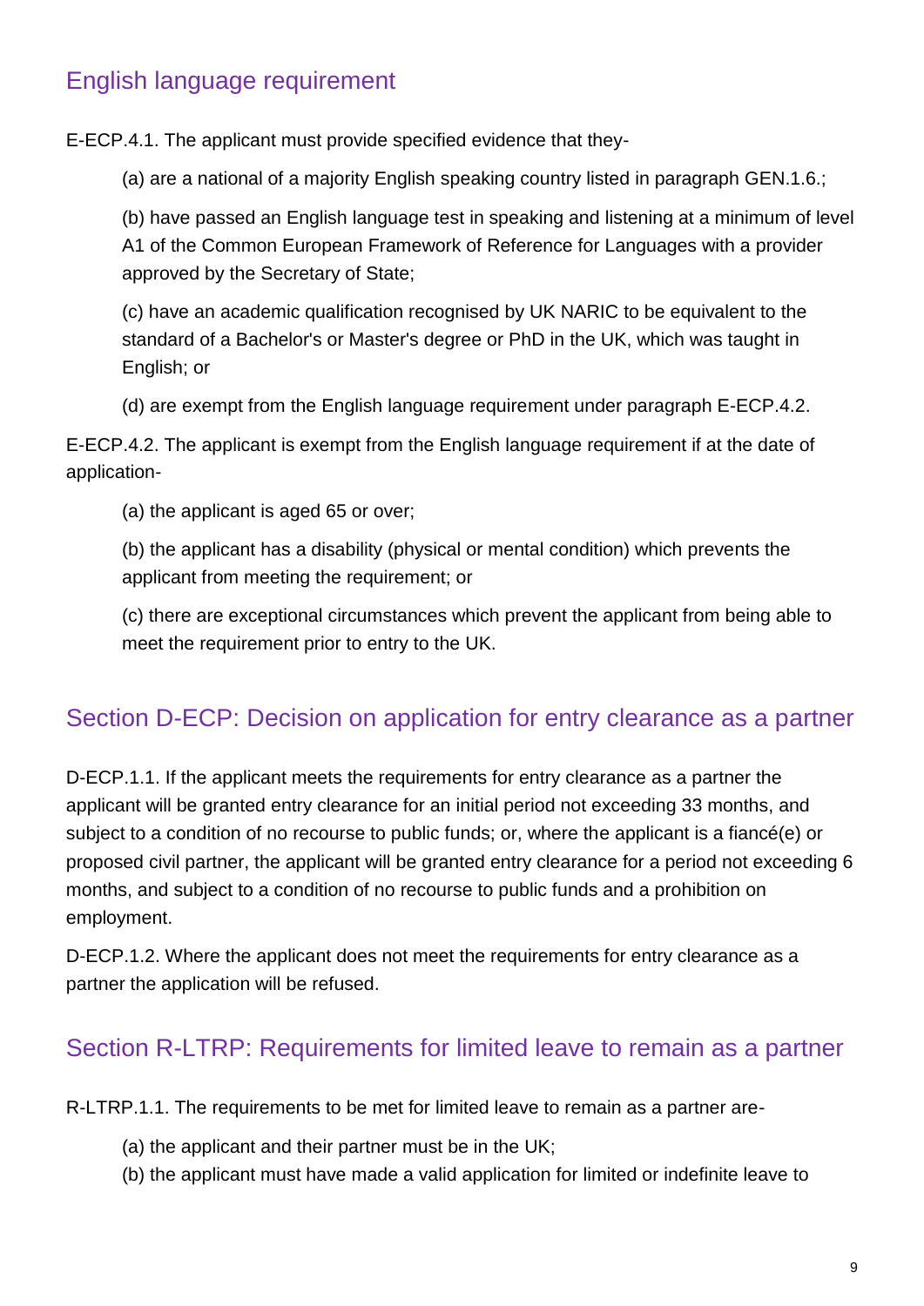## English language requirement

E-ECP.4.1. The applicant must provide specified evidence that they-

(a) are a national of a majority English speaking country listed in paragraph GEN.1.6.;

(b) have passed an English language test in speaking and listening at a minimum of level A1 of the Common European Framework of Reference for Languages with a provider approved by the Secretary of State;

(c) have an academic qualification recognised by UK NARIC to be equivalent to the standard of a Bachelor's or Master's degree or PhD in the UK, which was taught in English; or

(d) are exempt from the English language requirement under paragraph E-ECP.4.2.

E-ECP.4.2. The applicant is exempt from the English language requirement if at the date of application-

(a) the applicant is aged 65 or over;

(b) the applicant has a disability (physical or mental condition) which prevents the applicant from meeting the requirement; or

(c) there are exceptional circumstances which prevent the applicant from being able to meet the requirement prior to entry to the UK.

## Section D-ECP: Decision on application for entry clearance as a partner

D-ECP.1.1. If the applicant meets the requirements for entry clearance as a partner the applicant will be granted entry clearance for an initial period not exceeding 33 months, and subject to a condition of no recourse to public funds; or, where the applicant is a fiancé(e) or proposed civil partner, the applicant will be granted entry clearance for a period not exceeding 6 months, and subject to a condition of no recourse to public funds and a prohibition on employment.

D-ECP.1.2. Where the applicant does not meet the requirements for entry clearance as a partner the application will be refused.

## Section R-LTRP: Requirements for limited leave to remain as a partner

R-LTRP.1.1. The requirements to be met for limited leave to remain as a partner are-

(a) the applicant and their partner must be in the UK;

(b) the applicant must have made a valid application for limited or indefinite leave to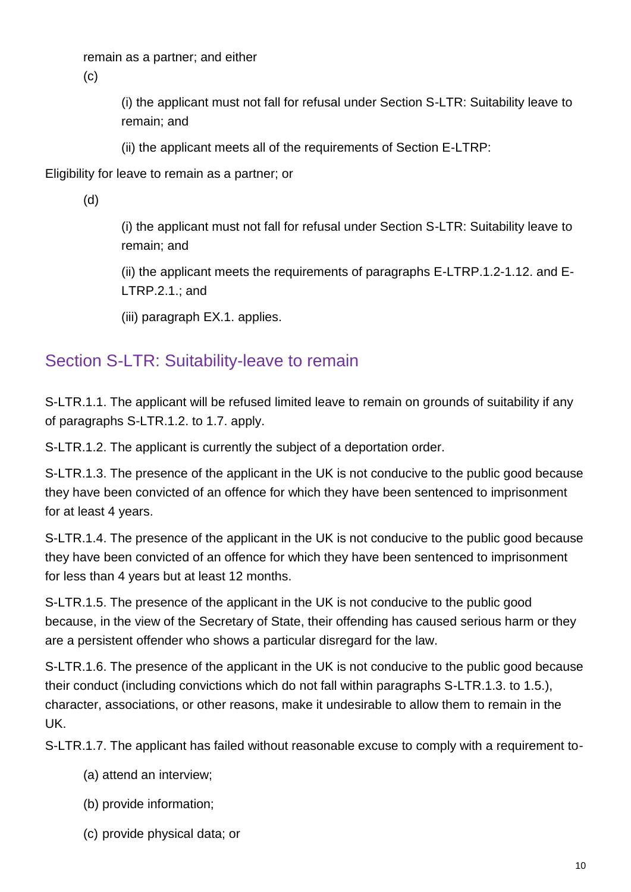remain as a partner; and either

(c)

(i) the applicant must not fall for refusal under Section S-LTR: Suitability leave to remain; and

(ii) the applicant meets all of the requirements of Section E-LTRP:

Eligibility for leave to remain as a partner; or

(d)

(i) the applicant must not fall for refusal under Section S-LTR: Suitability leave to remain; and

(ii) the applicant meets the requirements of paragraphs E-LTRP.1.2-1.12. and E-LTRP.2.1.; and

(iii) paragraph EX.1. applies.

## Section S-LTR: Suitability-leave to remain

S-LTR.1.1. The applicant will be refused limited leave to remain on grounds of suitability if any of paragraphs S-LTR.1.2. to 1.7. apply.

S-LTR.1.2. The applicant is currently the subject of a deportation order.

S-LTR.1.3. The presence of the applicant in the UK is not conducive to the public good because they have been convicted of an offence for which they have been sentenced to imprisonment for at least 4 years.

S-LTR.1.4. The presence of the applicant in the UK is not conducive to the public good because they have been convicted of an offence for which they have been sentenced to imprisonment for less than 4 years but at least 12 months.

S-LTR.1.5. The presence of the applicant in the UK is not conducive to the public good because, in the view of the Secretary of State, their offending has caused serious harm or they are a persistent offender who shows a particular disregard for the law.

S-LTR.1.6. The presence of the applicant in the UK is not conducive to the public good because their conduct (including convictions which do not fall within paragraphs S-LTR.1.3. to 1.5.), character, associations, or other reasons, make it undesirable to allow them to remain in the UK.

S-LTR.1.7. The applicant has failed without reasonable excuse to comply with a requirement to-

(a) attend an interview;

(b) provide information;

(c) provide physical data; or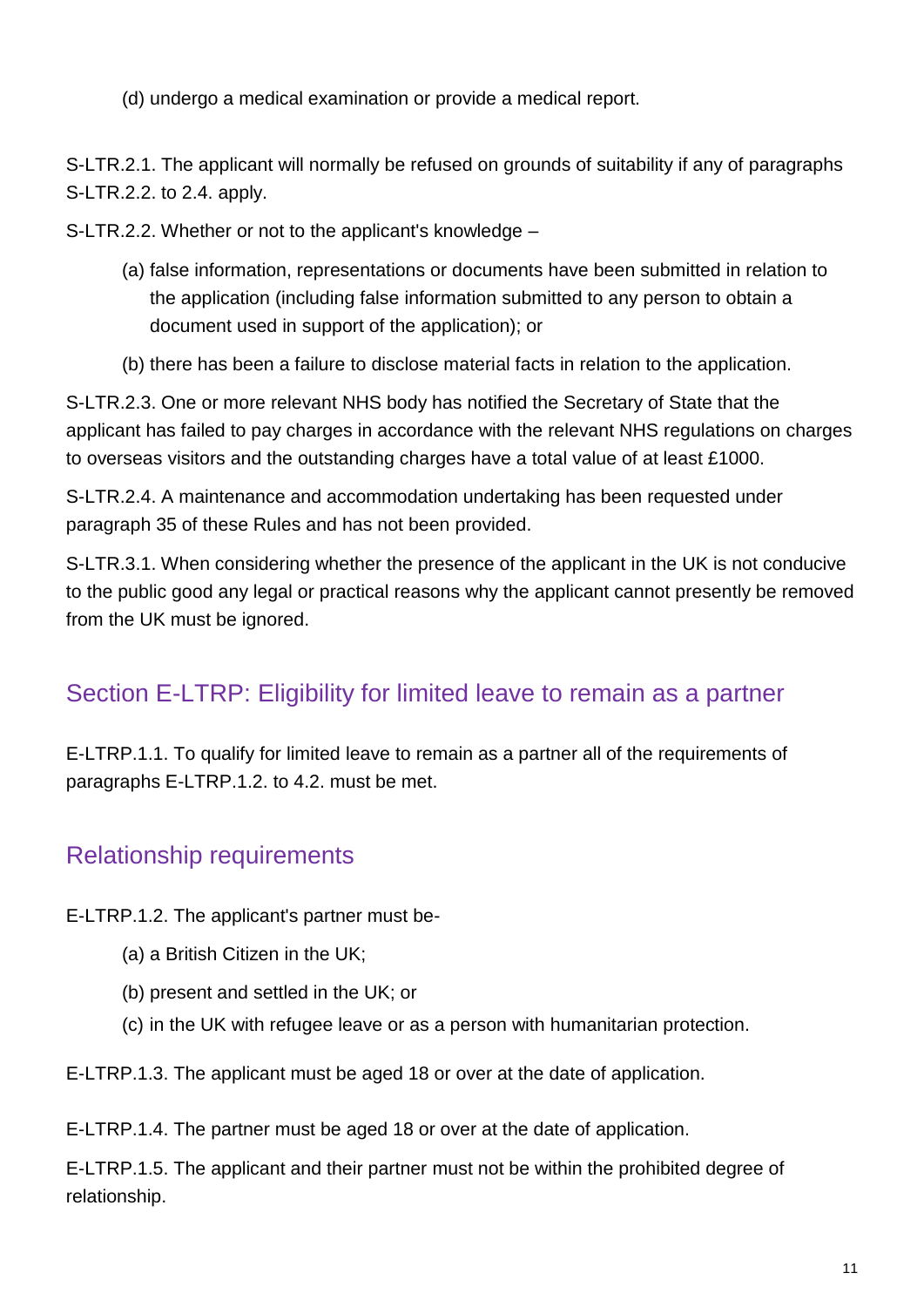(d) undergo a medical examination or provide a medical report.

S-LTR.2.1. The applicant will normally be refused on grounds of suitability if any of paragraphs S-LTR.2.2. to 2.4. apply.

S-LTR.2.2. Whether or not to the applicant's knowledge –

(a) false information, representations or documents have been submitted in relation to the application (including false information submitted to any person to obtain a document used in support of the application); or

(b) there has been a failure to disclose material facts in relation to the application.

S-LTR.2.3. One or more relevant NHS body has notified the Secretary of State that the applicant has failed to pay charges in accordance with the relevant NHS regulations on charges to overseas visitors and the outstanding charges have a total value of at least £1000.

S-LTR.2.4. A maintenance and accommodation undertaking has been requested under paragraph 35 of these Rules and has not been provided.

S-LTR.3.1. When considering whether the presence of the applicant in the UK is not conducive to the public good any legal or practical reasons why the applicant cannot presently be removed from the UK must be ignored.

## Section E-LTRP: Eligibility for limited leave to remain as a partner

E-LTRP.1.1. To qualify for limited leave to remain as a partner all of the requirements of paragraphs E-LTRP.1.2. to 4.2. must be met.

## Relationship requirements

E-LTRP.1.2. The applicant's partner must be-

(a) a British Citizen in the UK;

(b) present and settled in the UK; or

(c) in the UK with refugee leave or as a person with humanitarian protection.

E-LTRP.1.3. The applicant must be aged 18 or over at the date of application.

E-LTRP.1.4. The partner must be aged 18 or over at the date of application.

E-LTRP.1.5. The applicant and their partner must not be within the prohibited degree of relationship.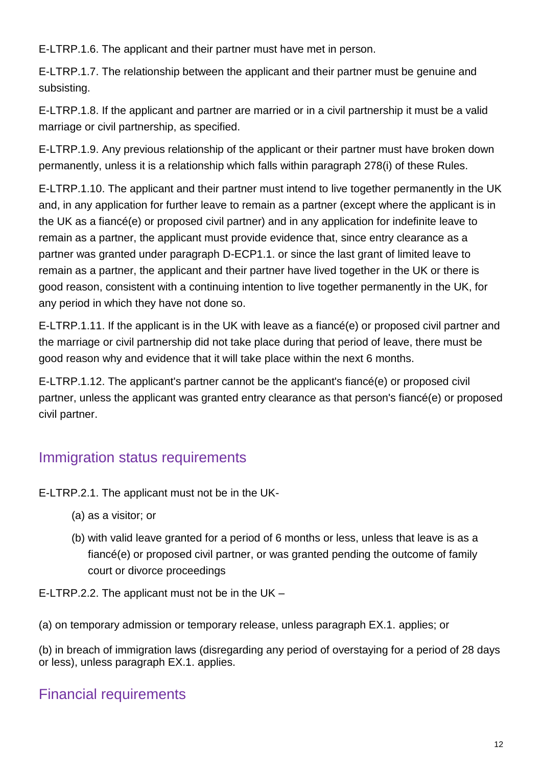E-LTRP.1.6. The applicant and their partner must have met in person.

E-LTRP.1.7. The relationship between the applicant and their partner must be genuine and subsisting.

E-LTRP.1.8. If the applicant and partner are married or in a civil partnership it must be a valid marriage or civil partnership, as specified.

E-LTRP.1.9. Any previous relationship of the applicant or their partner must have broken down permanently, unless it is a relationship which falls within paragraph 278(i) of these Rules.

E-LTRP.1.10. The applicant and their partner must intend to live together permanently in the UK and, in any application for further leave to remain as a partner (except where the applicant is in the UK as a fiancé(e) or proposed civil partner) and in any application for indefinite leave to remain as a partner, the applicant must provide evidence that, since entry clearance as a partner was granted under paragraph D-ECP1.1. or since the last grant of limited leave to remain as a partner, the applicant and their partner have lived together in the UK or there is good reason, consistent with a continuing intention to live together permanently in the UK, for any period in which they have not done so.

E-LTRP.1.11. If the applicant is in the UK with leave as a fiancé(e) or proposed civil partner and the marriage or civil partnership did not take place during that period of leave, there must be good reason why and evidence that it will take place within the next 6 months.

E-LTRP.1.12. The applicant's partner cannot be the applicant's fiancé(e) or proposed civil partner, unless the applicant was granted entry clearance as that person's fiancé(e) or proposed civil partner.

## Immigration status requirements

E-LTRP.2.1. The applicant must not be in the UK-

- (a) as a visitor; or
- (b) with valid leave granted for a period of 6 months or less, unless that leave is as a fiancé(e) or proposed civil partner, or was granted pending the outcome of family court or divorce proceedings

E-LTRP.2.2. The applicant must not be in the UK –

(a) on temporary admission or temporary release, unless paragraph EX.1. applies; or

(b) in breach of immigration laws (disregarding any period of overstaying for a period of 28 days or less), unless paragraph EX.1. applies.

## Financial requirements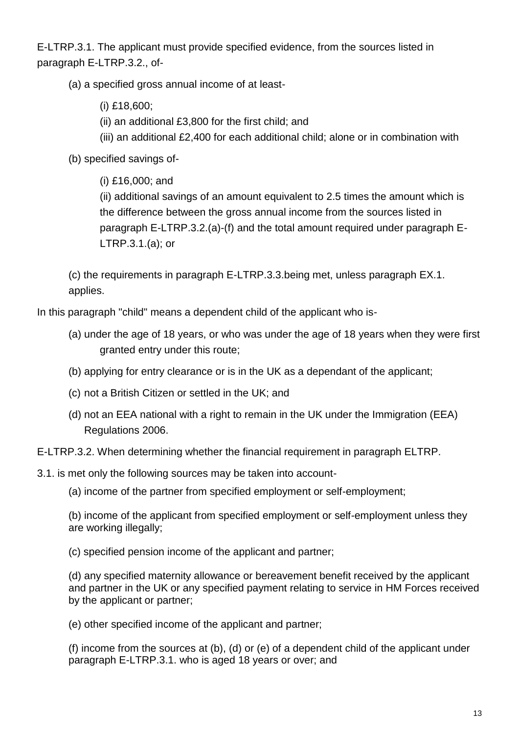E-LTRP.3.1. The applicant must provide specified evidence, from the sources listed in paragraph E-LTRP.3.2., of-

(a) a specified gross annual income of at least-

(i) £18,600;

(ii) an additional £3,800 for the first child; and

(iii) an additional £2,400 for each additional child; alone or in combination with

(b) specified savings of-

(i) £16,000; and

(ii) additional savings of an amount equivalent to 2.5 times the amount which is the difference between the gross annual income from the sources listed in paragraph E-LTRP.3.2.(a)-(f) and the total amount required under paragraph E-LTRP.3.1.(a); or

(c) the requirements in paragraph E-LTRP.3.3.being met, unless paragraph EX.1. applies.

In this paragraph "child" means a dependent child of the applicant who is-

(a) under the age of 18 years, or who was under the age of 18 years when they were first granted entry under this route;

(b) applying for entry clearance or is in the UK as a dependant of the applicant;

(c) not a British Citizen or settled in the UK; and

(d) not an EEA national with a right to remain in the UK under the Immigration (EEA) Regulations 2006.

E-LTRP.3.2. When determining whether the financial requirement in paragraph ELTRP.

3.1. is met only the following sources may be taken into account-

(a) income of the partner from specified employment or self-employment;

(b) income of the applicant from specified employment or self-employment unless they are working illegally;

(c) specified pension income of the applicant and partner;

(d) any specified maternity allowance or bereavement benefit received by the applicant and partner in the UK or any specified payment relating to service in HM Forces received by the applicant or partner;

(e) other specified income of the applicant and partner;

(f) income from the sources at (b), (d) or (e) of a dependent child of the applicant under paragraph E-LTRP.3.1. who is aged 18 years or over; and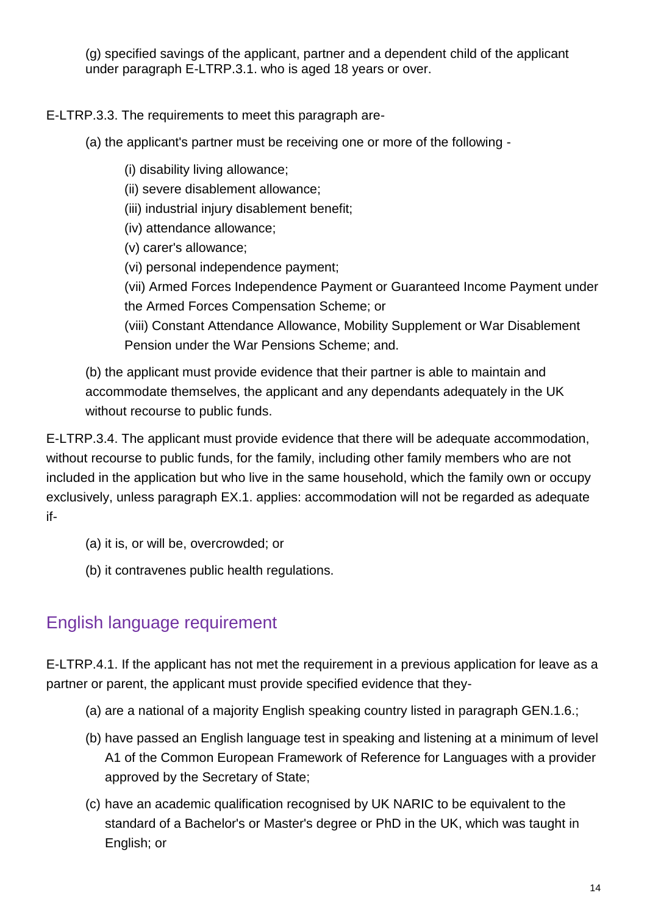(g) specified savings of the applicant, partner and a dependent child of the applicant under paragraph E-LTRP.3.1. who is aged 18 years or over.

E-LTRP.3.3. The requirements to meet this paragraph are-

(a) the applicant's partner must be receiving one or more of the following -

(i) disability living allowance;
(ii) severe disablement allowance;
(iii) industrial injury disablement benefit;
(iv) attendance allowance;
(v) carer's allowance;
(vi) personal independence payment;
(vii) Armed Forces Independence Payment or Guaranteed Income Payment under the Armed Forces Compensation Scheme; or
(viii) Constant Attendance Allowance, Mobility Supplement or War Disablement Pension under the War Pensions Scheme; and.

(b) the applicant must provide evidence that their partner is able to maintain and accommodate themselves, the applicant and any dependants adequately in the UK without recourse to public funds.

E-LTRP.3.4. The applicant must provide evidence that there will be adequate accommodation, without recourse to public funds, for the family, including other family members who are not included in the application but who live in the same household, which the family own or occupy exclusively, unless paragraph EX.1. applies: accommodation will not be regarded as adequate if-

(a) it is, or will be, overcrowded; or

(b) it contravenes public health regulations.

## English language requirement

E-LTRP.4.1. If the applicant has not met the requirement in a previous application for leave as a partner or parent, the applicant must provide specified evidence that they-

(a) are a national of a majority English speaking country listed in paragraph GEN.1.6.;

(b) have passed an English language test in speaking and listening at a minimum of level A1 of the Common European Framework of Reference for Languages with a provider approved by the Secretary of State;

(c) have an academic qualification recognised by UK NARIC to be equivalent to the standard of a Bachelor's or Master's degree or PhD in the UK, which was taught in English; or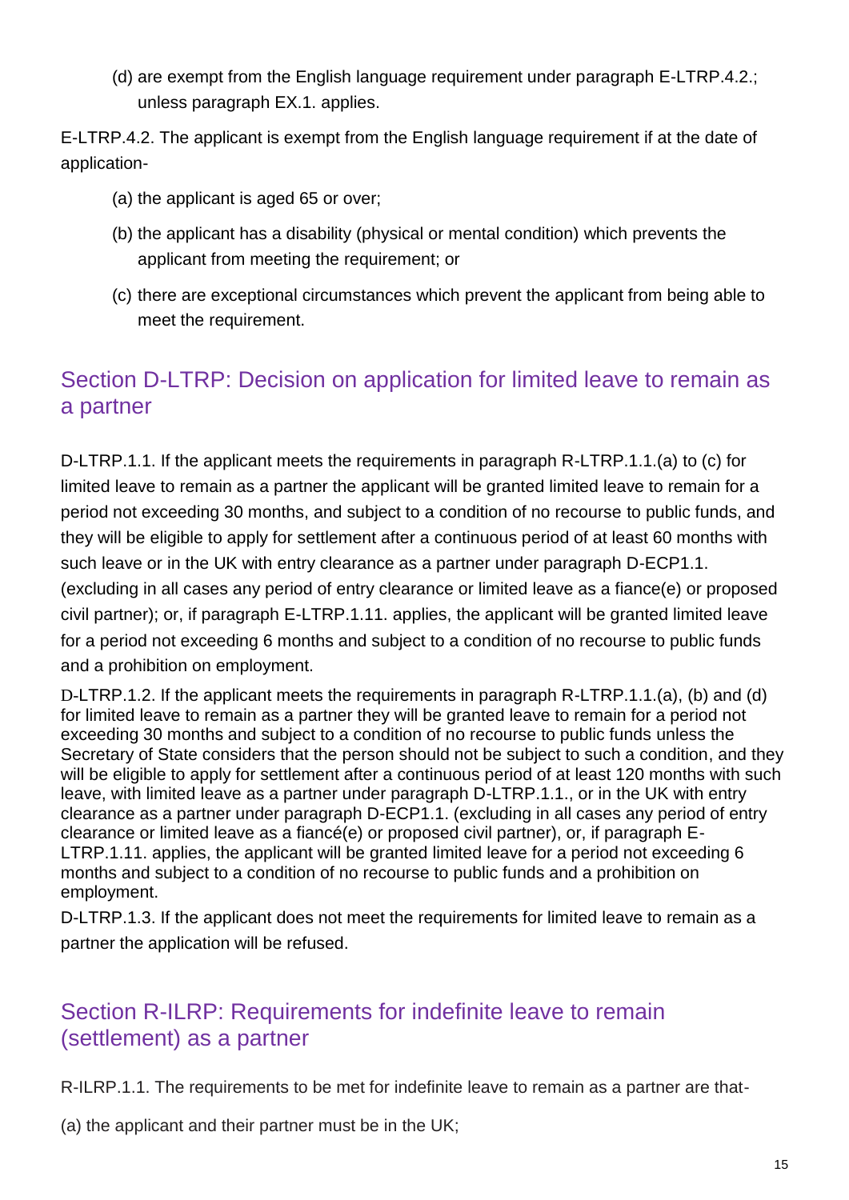(d) are exempt from the English language requirement under paragraph E-LTRP.4.2.; unless paragraph EX.1. applies.

E-LTRP.4.2. The applicant is exempt from the English language requirement if at the date of application-

(a) the applicant is aged 65 or over;

(b) the applicant has a disability (physical or mental condition) which prevents the applicant from meeting the requirement; or

(c) there are exceptional circumstances which prevent the applicant from being able to meet the requirement.

## Section D-LTRP: Decision on application for limited leave to remain as a partner

D-LTRP.1.1. If the applicant meets the requirements in paragraph R-LTRP.1.1.(a) to (c) for limited leave to remain as a partner the applicant will be granted limited leave to remain for a period not exceeding 30 months, and subject to a condition of no recourse to public funds, and they will be eligible to apply for settlement after a continuous period of at least 60 months with such leave or in the UK with entry clearance as a partner under paragraph D-ECP1.1. (excluding in all cases any period of entry clearance or limited leave as a fiance(e) or proposed civil partner); or, if paragraph E-LTRP.1.11. applies, the applicant will be granted limited leave for a period not exceeding 6 months and subject to a condition of no recourse to public funds and a prohibition on employment.

D-LTRP.1.2. If the applicant meets the requirements in paragraph R-LTRP.1.1.(a), (b) and (d) for limited leave to remain as a partner they will be granted leave to remain for a period not exceeding 30 months and subject to a condition of no recourse to public funds unless the Secretary of State considers that the person should not be subject to such a condition, and they will be eligible to apply for settlement after a continuous period of at least 120 months with such leave, with limited leave as a partner under paragraph D-LTRP.1.1., or in the UK with entry clearance as a partner under paragraph D-ECP1.1. (excluding in all cases any period of entry clearance or limited leave as a fiancé(e) or proposed civil partner), or, if paragraph E-LTRP.1.11. applies, the applicant will be granted limited leave for a period not exceeding 6 months and subject to a condition of no recourse to public funds and a prohibition on employment.

D-LTRP.1.3. If the applicant does not meet the requirements for limited leave to remain as a partner the application will be refused.

## Section R-ILRP: Requirements for indefinite leave to remain (settlement) as a partner

R-ILRP.1.1. The requirements to be met for indefinite leave to remain as a partner are that-

(a) the applicant and their partner must be in the UK;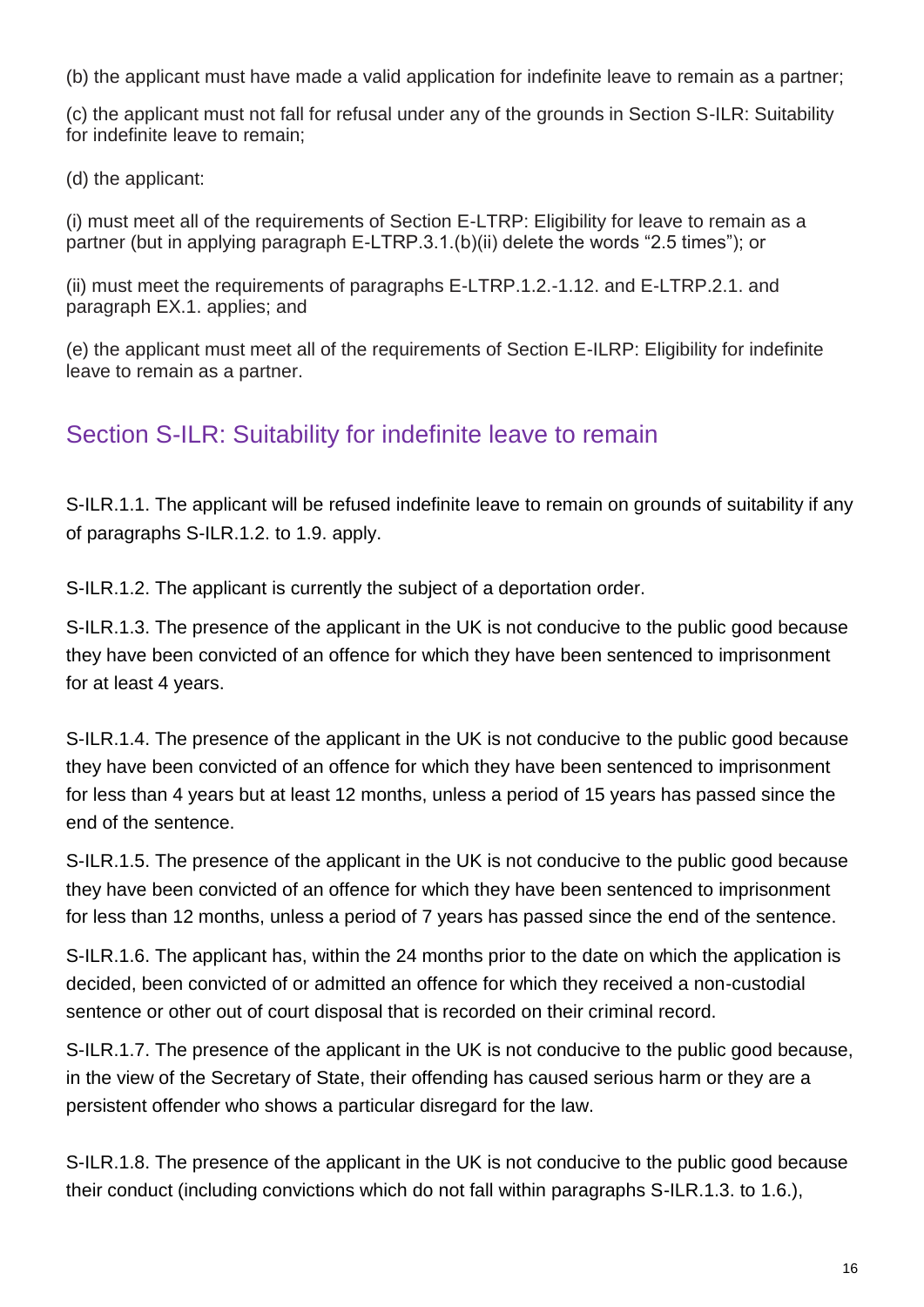(b) the applicant must have made a valid application for indefinite leave to remain as a partner;

(c) the applicant must not fall for refusal under any of the grounds in Section S-ILR: Suitability for indefinite leave to remain;

(d) the applicant:

(i) must meet all of the requirements of Section E-LTRP: Eligibility for leave to remain as a partner (but in applying paragraph E-LTRP.3.1.(b)(ii) delete the words "2.5 times"); or

(ii) must meet the requirements of paragraphs E-LTRP.1.2.-1.12. and E-LTRP.2.1. and paragraph EX.1. applies; and

(e) the applicant must meet all of the requirements of Section E-ILRP: Eligibility for indefinite leave to remain as a partner.

## Section S-ILR: Suitability for indefinite leave to remain

S-ILR.1.1. The applicant will be refused indefinite leave to remain on grounds of suitability if any of paragraphs S-ILR.1.2. to 1.9. apply.

S-ILR.1.2. The applicant is currently the subject of a deportation order.

S-ILR.1.3. The presence of the applicant in the UK is not conducive to the public good because they have been convicted of an offence for which they have been sentenced to imprisonment for at least 4 years.

S-ILR.1.4. The presence of the applicant in the UK is not conducive to the public good because they have been convicted of an offence for which they have been sentenced to imprisonment for less than 4 years but at least 12 months, unless a period of 15 years has passed since the end of the sentence.

S-ILR.1.5. The presence of the applicant in the UK is not conducive to the public good because they have been convicted of an offence for which they have been sentenced to imprisonment for less than 12 months, unless a period of 7 years has passed since the end of the sentence.

S-ILR.1.6. The applicant has, within the 24 months prior to the date on which the application is decided, been convicted of or admitted an offence for which they received a non-custodial sentence or other out of court disposal that is recorded on their criminal record.

S-ILR.1.7. The presence of the applicant in the UK is not conducive to the public good because, in the view of the Secretary of State, their offending has caused serious harm or they are a persistent offender who shows a particular disregard for the law.

S-ILR.1.8. The presence of the applicant in the UK is not conducive to the public good because their conduct (including convictions which do not fall within paragraphs S-ILR.1.3. to 1.6.),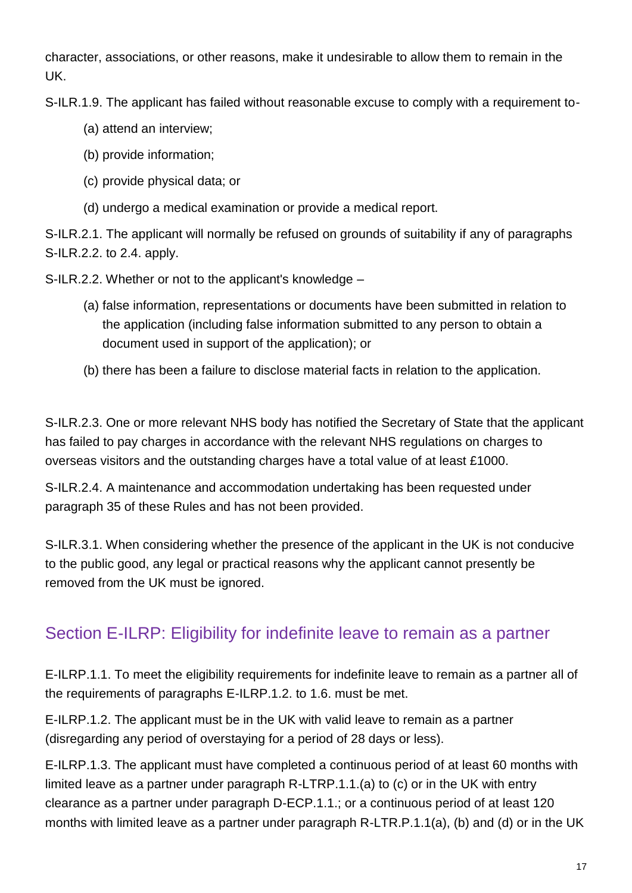character, associations, or other reasons, make it undesirable to allow them to remain in the UK.

S-ILR.1.9. The applicant has failed without reasonable excuse to comply with a requirement to-

(a) attend an interview;

(b) provide information;

(c) provide physical data; or

(d) undergo a medical examination or provide a medical report.

S-ILR.2.1. The applicant will normally be refused on grounds of suitability if any of paragraphs S-ILR.2.2. to 2.4. apply.

S-ILR.2.2. Whether or not to the applicant's knowledge –

(a) false information, representations or documents have been submitted in relation to the application (including false information submitted to any person to obtain a document used in support of the application); or

(b) there has been a failure to disclose material facts in relation to the application.

S-ILR.2.3. One or more relevant NHS body has notified the Secretary of State that the applicant has failed to pay charges in accordance with the relevant NHS regulations on charges to overseas visitors and the outstanding charges have a total value of at least £1000.

S-ILR.2.4. A maintenance and accommodation undertaking has been requested under paragraph 35 of these Rules and has not been provided.

S-ILR.3.1. When considering whether the presence of the applicant in the UK is not conducive to the public good, any legal or practical reasons why the applicant cannot presently be removed from the UK must be ignored.

## Section E-ILRP: Eligibility for indefinite leave to remain as a partner

E-ILRP.1.1. To meet the eligibility requirements for indefinite leave to remain as a partner all of the requirements of paragraphs E-ILRP.1.2. to 1.6. must be met.

E-ILRP.1.2. The applicant must be in the UK with valid leave to remain as a partner (disregarding any period of overstaying for a period of 28 days or less).

E-ILRP.1.3. The applicant must have completed a continuous period of at least 60 months with limited leave as a partner under paragraph R-LTRP.1.1.(a) to (c) or in the UK with entry clearance as a partner under paragraph D-ECP.1.1.; or a continuous period of at least 120 months with limited leave as a partner under paragraph R-LTR.P.1.1(a), (b) and (d) or in the UK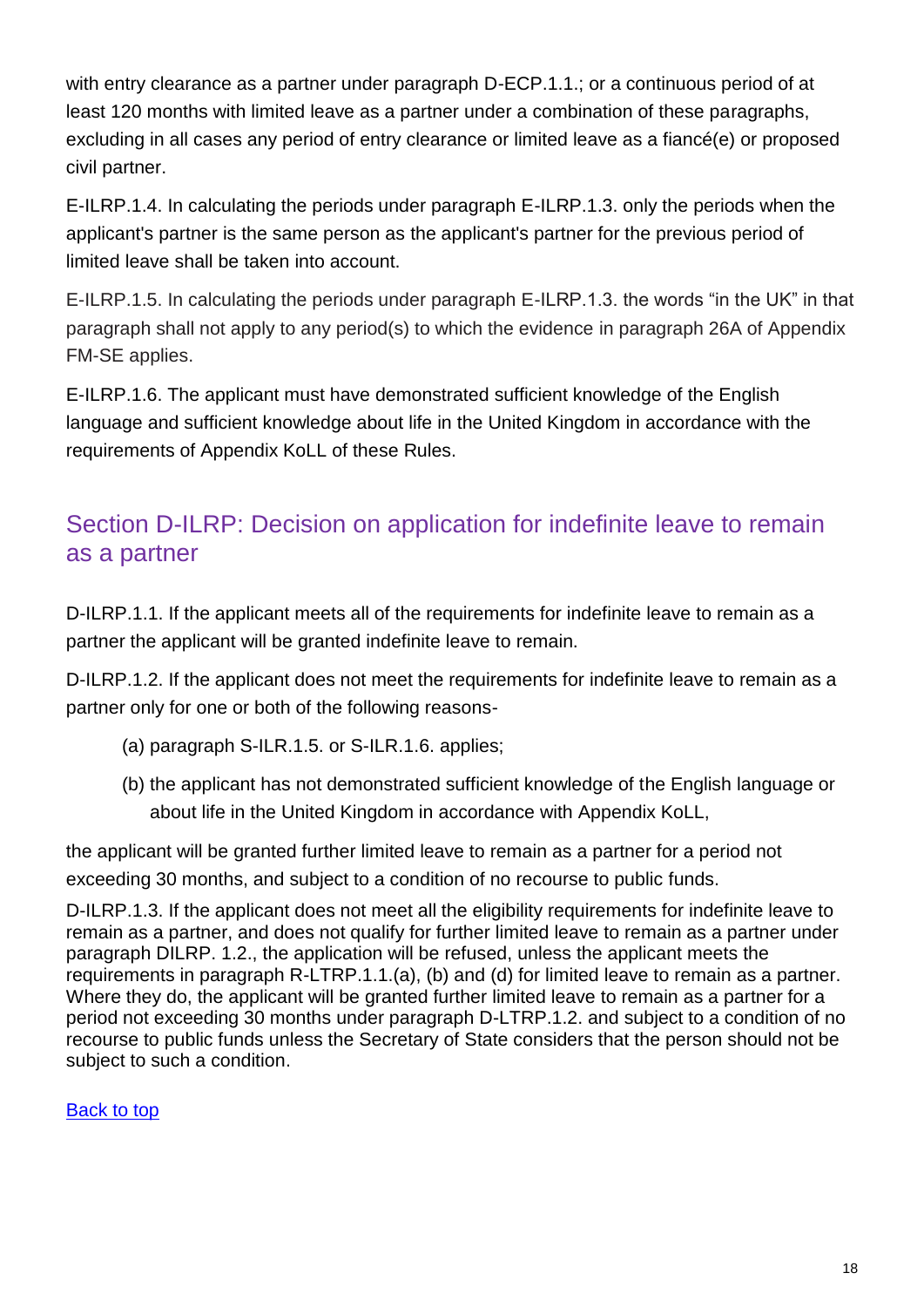with entry clearance as a partner under paragraph D-ECP.1.1.; or a continuous period of at least 120 months with limited leave as a partner under a combination of these paragraphs, excluding in all cases any period of entry clearance or limited leave as a fiancé(e) or proposed civil partner.

E-ILRP.1.4. In calculating the periods under paragraph E-ILRP.1.3. only the periods when the applicant's partner is the same person as the applicant's partner for the previous period of limited leave shall be taken into account.

E-ILRP.1.5. In calculating the periods under paragraph E-ILRP.1.3. the words "in the UK" in that paragraph shall not apply to any period(s) to which the evidence in paragraph 26A of Appendix FM-SE applies.

E-ILRP.1.6. The applicant must have demonstrated sufficient knowledge of the English language and sufficient knowledge about life in the United Kingdom in accordance with the requirements of Appendix KoLL of these Rules.

## Section D-ILRP: Decision on application for indefinite leave to remain as a partner

D-ILRP.1.1. If the applicant meets all of the requirements for indefinite leave to remain as a partner the applicant will be granted indefinite leave to remain.

D-ILRP.1.2. If the applicant does not meet the requirements for indefinite leave to remain as a partner only for one or both of the following reasons-

(a) paragraph S-ILR.1.5. or S-ILR.1.6. applies;

(b) the applicant has not demonstrated sufficient knowledge of the English language or about life in the United Kingdom in accordance with Appendix KoLL,

the applicant will be granted further limited leave to remain as a partner for a period not exceeding 30 months, and subject to a condition of no recourse to public funds.

D-ILRP.1.3. If the applicant does not meet all the eligibility requirements for indefinite leave to remain as a partner, and does not qualify for further limited leave to remain as a partner under paragraph DILRP. 1.2., the application will be refused, unless the applicant meets the requirements in paragraph R-LTRP.1.1.(a), (b) and (d) for limited leave to remain as a partner. Where they do, the applicant will be granted further limited leave to remain as a partner for a period not exceeding 30 months under paragraph D-LTRP.1.2. and subject to a condition of no recourse to public funds unless the Secretary of State considers that the person should not be subject to such a condition.

Back to top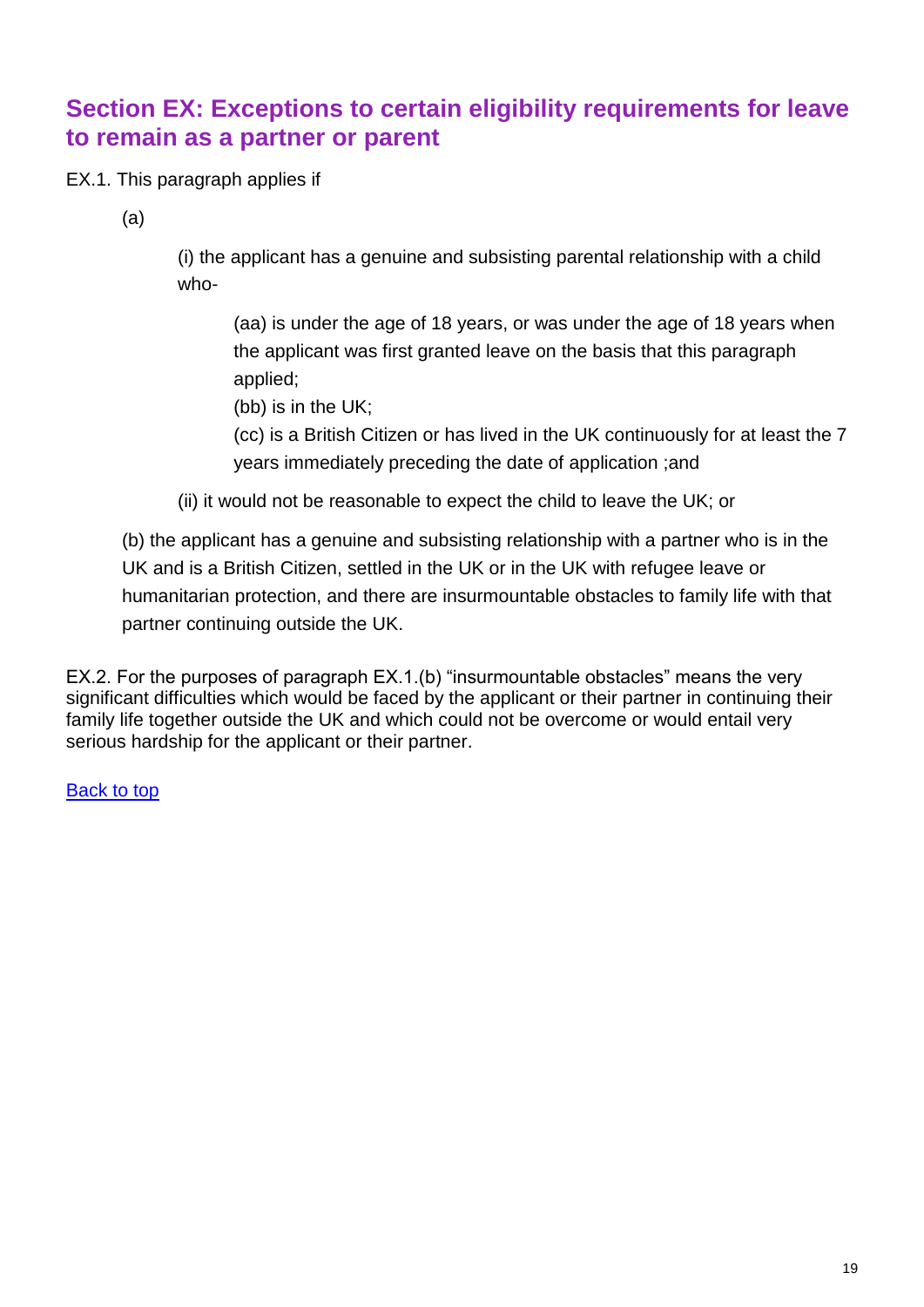## Section EX: Exceptions to certain eligibility requirements for leave to remain as a partner or parent

EX.1. This paragraph applies if

(a)

(i) the applicant has a genuine and subsisting parental relationship with a child who-

(aa) is under the age of 18 years, or was under the age of 18 years when the applicant was first granted leave on the basis that this paragraph applied;

(bb) is in the UK;

(cc) is a British Citizen or has lived in the UK continuously for at least the 7 years immediately preceding the date of application ;and

(ii) it would not be reasonable to expect the child to leave the UK; or

(b) the applicant has a genuine and subsisting relationship with a partner who is in the UK and is a British Citizen, settled in the UK or in the UK with refugee leave or humanitarian protection, and there are insurmountable obstacles to family life with that partner continuing outside the UK.

EX.2. For the purposes of paragraph EX.1.(b) "insurmountable obstacles" means the very significant difficulties which would be faced by the applicant or their partner in continuing their family life together outside the UK and which could not be overcome or would entail very serious hardship for the applicant or their partner.

Back to top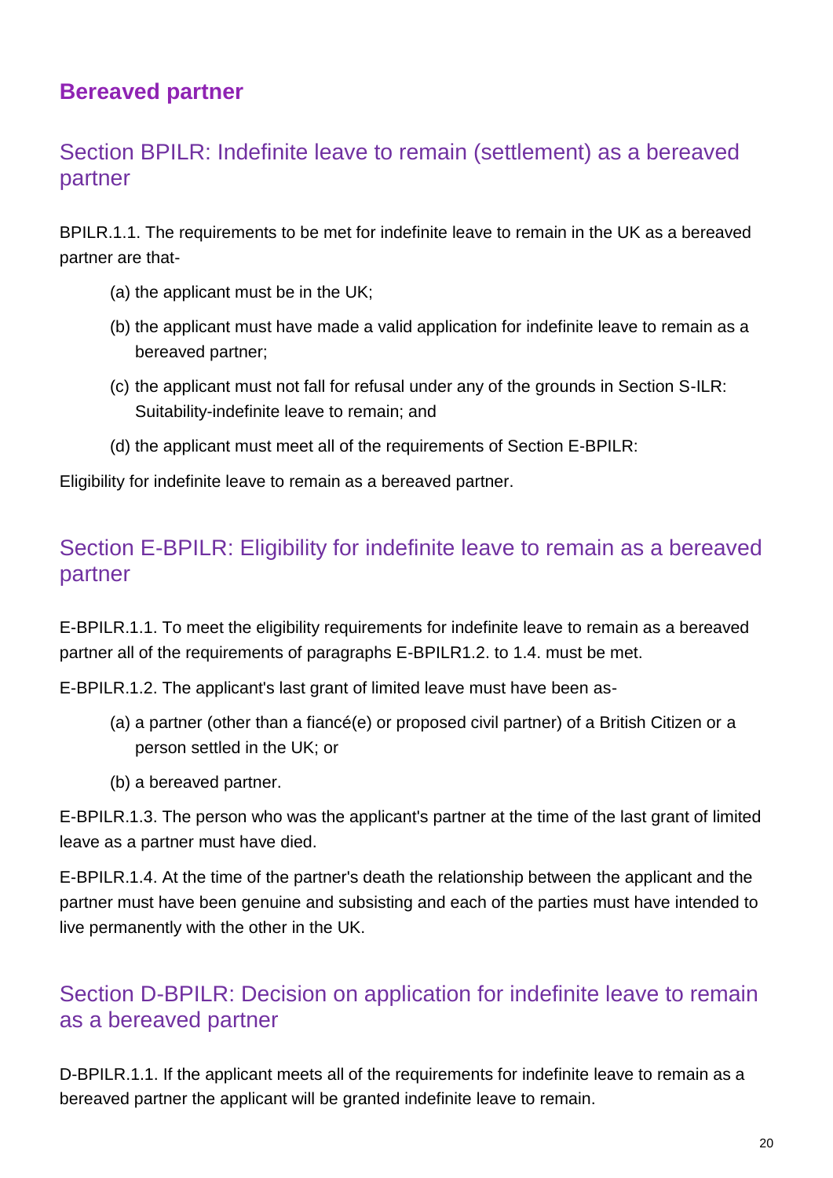## Bereaved partner

### Section BPILR: Indefinite leave to remain (settlement) as a bereaved partner

BPILR.1.1. The requirements to be met for indefinite leave to remain in the UK as a bereaved partner are that-

(a) the applicant must be in the UK;

(b) the applicant must have made a valid application for indefinite leave to remain as a bereaved partner;

(c) the applicant must not fall for refusal under any of the grounds in Section S-ILR: Suitability-indefinite leave to remain; and

(d) the applicant must meet all of the requirements of Section E-BPILR:

Eligibility for indefinite leave to remain as a bereaved partner.

### Section E-BPILR: Eligibility for indefinite leave to remain as a bereaved partner

E-BPILR.1.1. To meet the eligibility requirements for indefinite leave to remain as a bereaved partner all of the requirements of paragraphs E-BPILR1.2. to 1.4. must be met.

E-BPILR.1.2. The applicant's last grant of limited leave must have been as-

(a) a partner (other than a fiancé(e) or proposed civil partner) of a British Citizen or a person settled in the UK; or

(b) a bereaved partner.

E-BPILR.1.3. The person who was the applicant's partner at the time of the last grant of limited leave as a partner must have died.

E-BPILR.1.4. At the time of the partner's death the relationship between the applicant and the partner must have been genuine and subsisting and each of the parties must have intended to live permanently with the other in the UK.

### Section D-BPILR: Decision on application for indefinite leave to remain as a bereaved partner

D-BPILR.1.1. If the applicant meets all of the requirements for indefinite leave to remain as a bereaved partner the applicant will be granted indefinite leave to remain.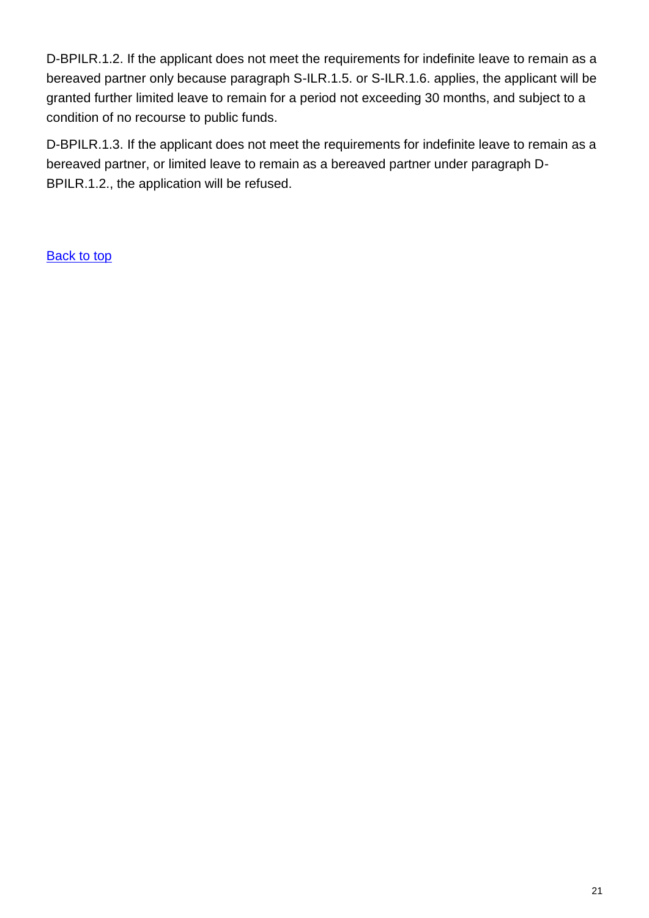D-BPILR.1.2. If the applicant does not meet the requirements for indefinite leave to remain as a bereaved partner only because paragraph S-ILR.1.5. or S-ILR.1.6. applies, the applicant will be granted further limited leave to remain for a period not exceeding 30 months, and subject to a condition of no recourse to public funds.

D-BPILR.1.3. If the applicant does not meet the requirements for indefinite leave to remain as a bereaved partner, or limited leave to remain as a bereaved partner under paragraph D-BPILR.1.2., the application will be refused.

Back to top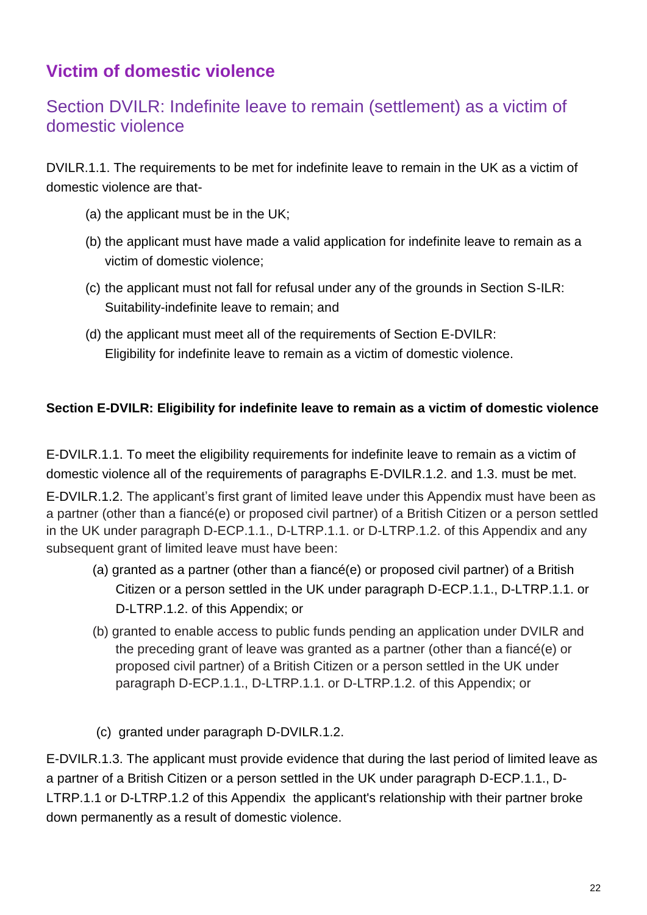## Victim of domestic violence

### Section DVILR: Indefinite leave to remain (settlement) as a victim of domestic violence

DVILR.1.1. The requirements to be met for indefinite leave to remain in the UK as a victim of domestic violence are that-

(a) the applicant must be in the UK;

(b) the applicant must have made a valid application for indefinite leave to remain as a victim of domestic violence;

(c) the applicant must not fall for refusal under any of the grounds in Section S-ILR: Suitability-indefinite leave to remain; and

(d) the applicant must meet all of the requirements of Section E-DVILR: Eligibility for indefinite leave to remain as a victim of domestic violence.

**Section E-DVILR: Eligibility for indefinite leave to remain as a victim of domestic violence**

E-DVILR.1.1. To meet the eligibility requirements for indefinite leave to remain as a victim of domestic violence all of the requirements of paragraphs E-DVILR.1.2. and 1.3. must be met.

E-DVILR.1.2. The applicant's first grant of limited leave under this Appendix must have been as a partner (other than a fiancé(e) or proposed civil partner) of a British Citizen or a person settled in the UK under paragraph D-ECP.1.1., D-LTRP.1.1. or D-LTRP.1.2. of this Appendix and any subsequent grant of limited leave must have been:

(a) granted as a partner (other than a fiancé(e) or proposed civil partner) of a British Citizen or a person settled in the UK under paragraph D-ECP.1.1., D-LTRP.1.1. or D-LTRP.1.2. of this Appendix; or

(b) granted to enable access to public funds pending an application under DVILR and the preceding grant of leave was granted as a partner (other than a fiancé(e) or proposed civil partner) of a British Citizen or a person settled in the UK under paragraph D-ECP.1.1., D-LTRP.1.1. or D-LTRP.1.2. of this Appendix; or

(c) granted under paragraph D-DVILR.1.2.

E-DVILR.1.3. The applicant must provide evidence that during the last period of limited leave as a partner of a British Citizen or a person settled in the UK under paragraph D-ECP.1.1., D-LTRP.1.1 or D-LTRP.1.2 of this Appendix the applicant's relationship with their partner broke down permanently as a result of domestic violence.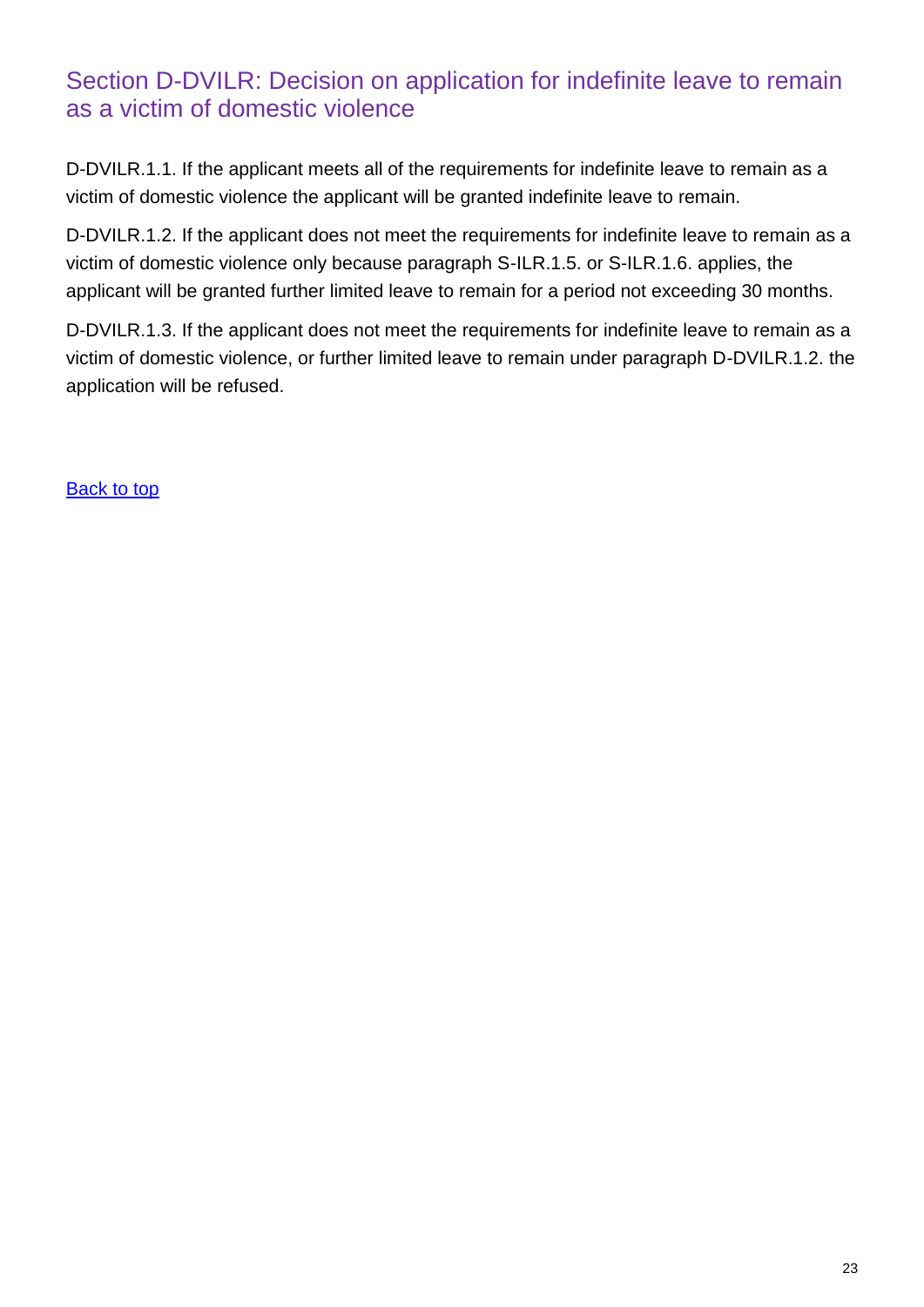## Section D-DVILR: Decision on application for indefinite leave to remain as a victim of domestic violence

D-DVILR.1.1. If the applicant meets all of the requirements for indefinite leave to remain as a victim of domestic violence the applicant will be granted indefinite leave to remain.

D-DVILR.1.2. If the applicant does not meet the requirements for indefinite leave to remain as a victim of domestic violence only because paragraph S-ILR.1.5. or S-ILR.1.6. applies, the applicant will be granted further limited leave to remain for a period not exceeding 30 months.

D-DVILR.1.3. If the applicant does not meet the requirements for indefinite leave to remain as a victim of domestic violence, or further limited leave to remain under paragraph D-DVILR.1.2. the application will be refused.

[Back to top]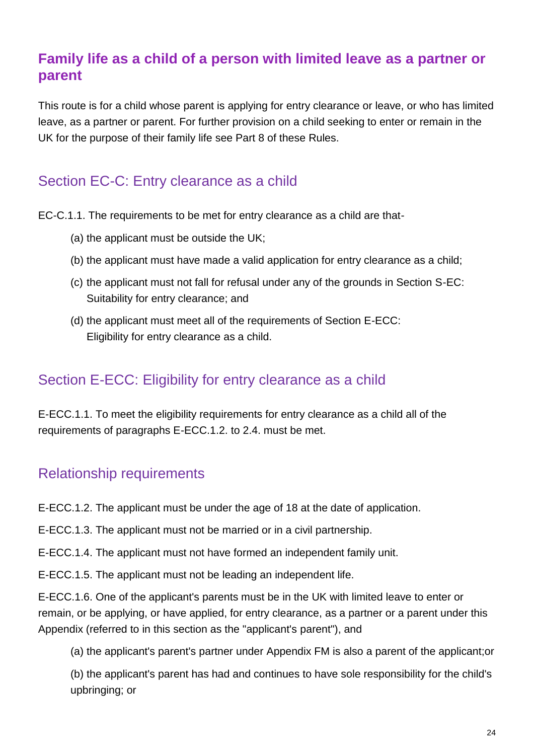## Family life as a child of a person with limited leave as a partner or parent

This route is for a child whose parent is applying for entry clearance or leave, or who has limited leave, as a partner or parent. For further provision on a child seeking to enter or remain in the UK for the purpose of their family life see Part 8 of these Rules.

### Section EC-C: Entry clearance as a child

EC-C.1.1. The requirements to be met for entry clearance as a child are that-

(a) the applicant must be outside the UK;

(b) the applicant must have made a valid application for entry clearance as a child;

(c) the applicant must not fall for refusal under any of the grounds in Section S-EC: Suitability for entry clearance; and

(d) the applicant must meet all of the requirements of Section E-ECC: Eligibility for entry clearance as a child.

### Section E-ECC: Eligibility for entry clearance as a child

E-ECC.1.1. To meet the eligibility requirements for entry clearance as a child all of the requirements of paragraphs E-ECC.1.2. to 2.4. must be met.

### Relationship requirements

E-ECC.1.2. The applicant must be under the age of 18 at the date of application.

E-ECC.1.3. The applicant must not be married or in a civil partnership.

E-ECC.1.4. The applicant must not have formed an independent family unit.

E-ECC.1.5. The applicant must not be leading an independent life.

E-ECC.1.6. One of the applicant's parents must be in the UK with limited leave to enter or remain, or be applying, or have applied, for entry clearance, as a partner or a parent under this Appendix (referred to in this section as the "applicant's parent"), and

(a) the applicant's parent's partner under Appendix FM is also a parent of the applicant;or

(b) the applicant's parent has had and continues to have sole responsibility for the child's upbringing; or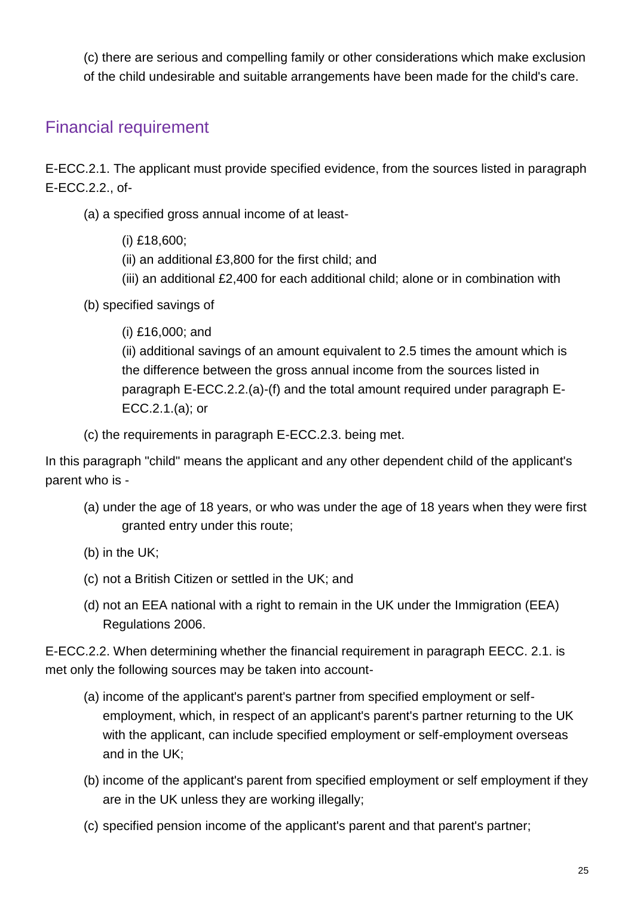(c) there are serious and compelling family or other considerations which make exclusion of the child undesirable and suitable arrangements have been made for the child's care.

## Financial requirement

E-ECC.2.1. The applicant must provide specified evidence, from the sources listed in paragraph E-ECC.2.2., of-

(a) a specified gross annual income of at least-

(i) £18,600;
(ii) an additional £3,800 for the first child; and
(iii) an additional £2,400 for each additional child; alone or in combination with

(b) specified savings of

(i) £16,000; and
(ii) additional savings of an amount equivalent to 2.5 times the amount which is the difference between the gross annual income from the sources listed in paragraph E-ECC.2.2.(a)-(f) and the total amount required under paragraph E-ECC.2.1.(a); or

(c) the requirements in paragraph E-ECC.2.3. being met.

In this paragraph "child" means the applicant and any other dependent child of the applicant's parent who is -

(a) under the age of 18 years, or who was under the age of 18 years when they were first granted entry under this route;

(b) in the UK;

(c) not a British Citizen or settled in the UK; and

(d) not an EEA national with a right to remain in the UK under the Immigration (EEA) Regulations 2006.

E-ECC.2.2. When determining whether the financial requirement in paragraph EECC. 2.1. is met only the following sources may be taken into account-

(a) income of the applicant's parent's partner from specified employment or self-employment, which, in respect of an applicant's parent's partner returning to the UK with the applicant, can include specified employment or self-employment overseas and in the UK;

(b) income of the applicant's parent from specified employment or self employment if they are in the UK unless they are working illegally;

(c) specified pension income of the applicant's parent and that parent's partner;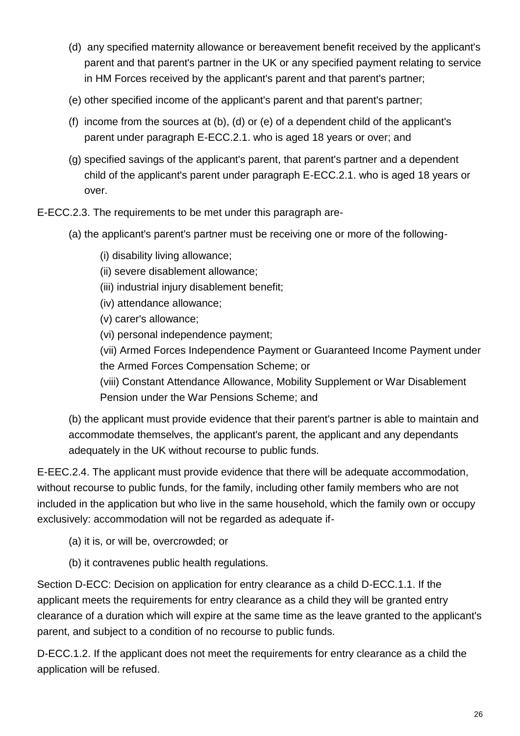(d) any specified maternity allowance or bereavement benefit received by the applicant's parent and that parent's partner in the UK or any specified payment relating to service in HM Forces received by the applicant's parent and that parent's partner;

(e) other specified income of the applicant's parent and that parent's partner;

(f) income from the sources at (b), (d) or (e) of a dependent child of the applicant's parent under paragraph E-ECC.2.1. who is aged 18 years or over; and

(g) specified savings of the applicant's parent, that parent's partner and a dependent child of the applicant's parent under paragraph E-ECC.2.1. who is aged 18 years or over.

E-ECC.2.3. The requirements to be met under this paragraph are-

(a) the applicant's parent's partner must be receiving one or more of the following-

(i) disability living allowance;
(ii) severe disablement allowance;
(iii) industrial injury disablement benefit;
(iv) attendance allowance;
(v) carer's allowance;
(vi) personal independence payment;
(vii) Armed Forces Independence Payment or Guaranteed Income Payment under the Armed Forces Compensation Scheme; or
(viii) Constant Attendance Allowance, Mobility Supplement or War Disablement Pension under the War Pensions Scheme; and

(b) the applicant must provide evidence that their parent's partner is able to maintain and accommodate themselves, the applicant's parent, the applicant and any dependants adequately in the UK without recourse to public funds.

E-EEC.2.4. The applicant must provide evidence that there will be adequate accommodation, without recourse to public funds, for the family, including other family members who are not included in the application but who live in the same household, which the family own or occupy exclusively: accommodation will not be regarded as adequate if-

(a) it is, or will be, overcrowded; or

(b) it contravenes public health regulations.

Section D-ECC: Decision on application for entry clearance as a child D-ECC.1.1. If the applicant meets the requirements for entry clearance as a child they will be granted entry clearance of a duration which will expire at the same time as the leave granted to the applicant's parent, and subject to a condition of no recourse to public funds.

D-ECC.1.2. If the applicant does not meet the requirements for entry clearance as a child the application will be refused.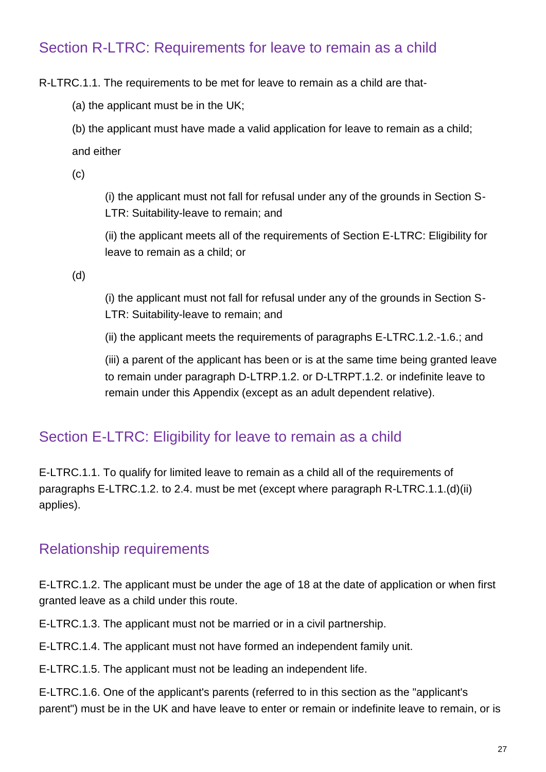## Section R-LTRC: Requirements for leave to remain as a child

R-LTRC.1.1. The requirements to be met for leave to remain as a child are that-

(a) the applicant must be in the UK;

(b) the applicant must have made a valid application for leave to remain as a child;

and either

(c)

(i) the applicant must not fall for refusal under any of the grounds in Section S-LTR: Suitability-leave to remain; and

(ii) the applicant meets all of the requirements of Section E-LTRC: Eligibility for leave to remain as a child; or

(d)

(i) the applicant must not fall for refusal under any of the grounds in Section S-LTR: Suitability-leave to remain; and

(ii) the applicant meets the requirements of paragraphs E-LTRC.1.2.-1.6.; and

(iii) a parent of the applicant has been or is at the same time being granted leave to remain under paragraph D-LTRP.1.2. or D-LTRPT.1.2. or indefinite leave to remain under this Appendix (except as an adult dependent relative).

## Section E-LTRC: Eligibility for leave to remain as a child

E-LTRC.1.1. To qualify for limited leave to remain as a child all of the requirements of paragraphs E-LTRC.1.2. to 2.4. must be met (except where paragraph R-LTRC.1.1.(d)(ii) applies).

## Relationship requirements

E-LTRC.1.2. The applicant must be under the age of 18 at the date of application or when first granted leave as a child under this route.

E-LTRC.1.3. The applicant must not be married or in a civil partnership.

E-LTRC.1.4. The applicant must not have formed an independent family unit.

E-LTRC.1.5. The applicant must not be leading an independent life.

E-LTRC.1.6. One of the applicant's parents (referred to in this section as the "applicant's parent") must be in the UK and have leave to enter or remain or indefinite leave to remain, or is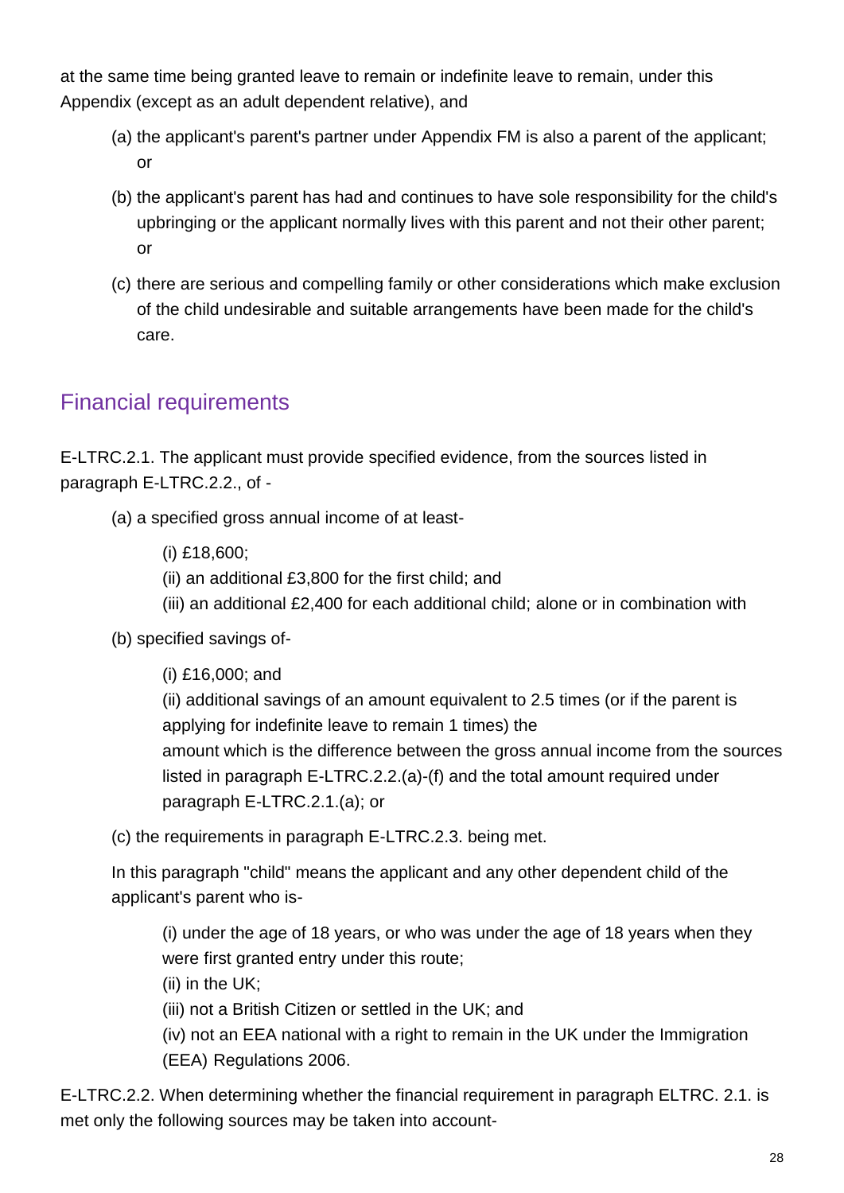at the same time being granted leave to remain or indefinite leave to remain, under this Appendix (except as an adult dependent relative), and

(a) the applicant's parent's partner under Appendix FM is also a parent of the applicant; or

(b) the applicant's parent has had and continues to have sole responsibility for the child's upbringing or the applicant normally lives with this parent and not their other parent; or

(c) there are serious and compelling family or other considerations which make exclusion of the child undesirable and suitable arrangements have been made for the child's care.

## Financial requirements

E-LTRC.2.1. The applicant must provide specified evidence, from the sources listed in paragraph E-LTRC.2.2., of -

(a) a specified gross annual income of at least-

(i) £18,600;
(ii) an additional £3,800 for the first child; and
(iii) an additional £2,400 for each additional child; alone or in combination with

(b) specified savings of-

(i) £16,000; and
(ii) additional savings of an amount equivalent to 2.5 times (or if the parent is applying for indefinite leave to remain 1 times) the amount which is the difference between the gross annual income from the sources listed in paragraph E-LTRC.2.2.(a)-(f) and the total amount required under paragraph E-LTRC.2.1.(a); or

(c) the requirements in paragraph E-LTRC.2.3. being met.

In this paragraph "child" means the applicant and any other dependent child of the applicant's parent who is-

(i) under the age of 18 years, or who was under the age of 18 years when they were first granted entry under this route;
(ii) in the UK;
(iii) not a British Citizen or settled in the UK; and
(iv) not an EEA national with a right to remain in the UK under the Immigration (EEA) Regulations 2006.

E-LTRC.2.2. When determining whether the financial requirement in paragraph ELTRC. 2.1. is met only the following sources may be taken into account-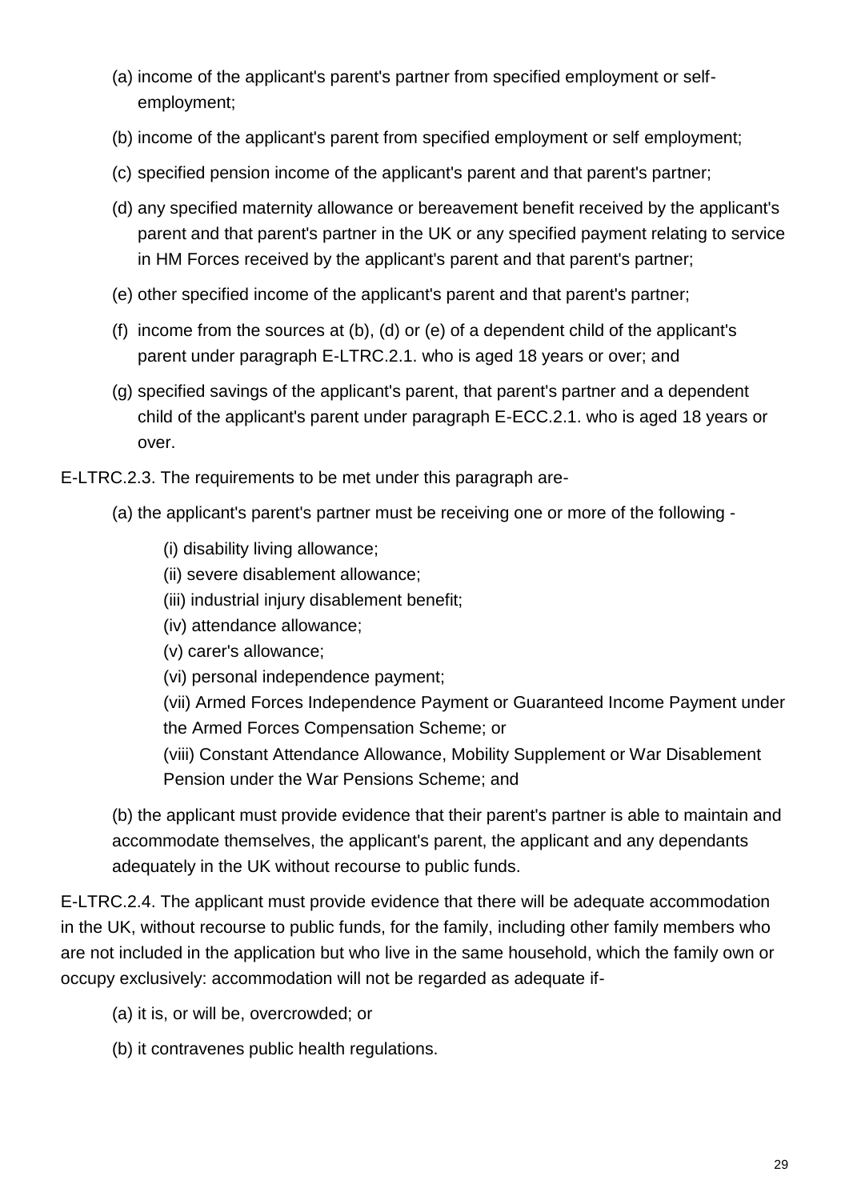(a) income of the applicant's parent's partner from specified employment or self-employment;

(b) income of the applicant's parent from specified employment or self employment;

(c) specified pension income of the applicant's parent and that parent's partner;

(d) any specified maternity allowance or bereavement benefit received by the applicant's parent and that parent's partner in the UK or any specified payment relating to service in HM Forces received by the applicant's parent and that parent's partner;

(e) other specified income of the applicant's parent and that parent's partner;

(f) income from the sources at (b), (d) or (e) of a dependent child of the applicant's parent under paragraph E-LTRC.2.1. who is aged 18 years or over; and

(g) specified savings of the applicant's parent, that parent's partner and a dependent child of the applicant's parent under paragraph E-ECC.2.1. who is aged 18 years or over.

E-LTRC.2.3. The requirements to be met under this paragraph are-

(a) the applicant's parent's partner must be receiving one or more of the following -

(i) disability living allowance;
(ii) severe disablement allowance;
(iii) industrial injury disablement benefit;
(iv) attendance allowance;
(v) carer's allowance;
(vi) personal independence payment;
(vii) Armed Forces Independence Payment or Guaranteed Income Payment under the Armed Forces Compensation Scheme; or
(viii) Constant Attendance Allowance, Mobility Supplement or War Disablement Pension under the War Pensions Scheme; and

(b) the applicant must provide evidence that their parent's partner is able to maintain and accommodate themselves, the applicant's parent, the applicant and any dependants adequately in the UK without recourse to public funds.

E-LTRC.2.4. The applicant must provide evidence that there will be adequate accommodation in the UK, without recourse to public funds, for the family, including other family members who are not included in the application but who live in the same household, which the family own or occupy exclusively: accommodation will not be regarded as adequate if-

(a) it is, or will be, overcrowded; or

(b) it contravenes public health regulations.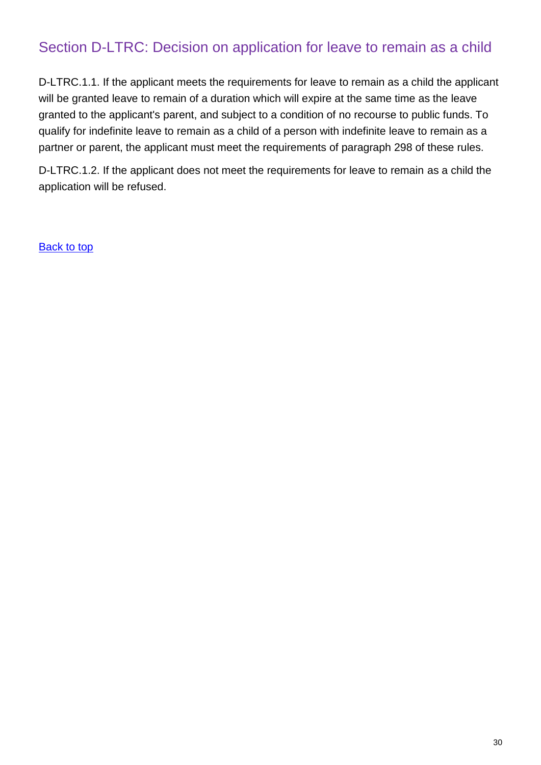## Section D-LTRC: Decision on application for leave to remain as a child

D-LTRC.1.1. If the applicant meets the requirements for leave to remain as a child the applicant will be granted leave to remain of a duration which will expire at the same time as the leave granted to the applicant's parent, and subject to a condition of no recourse to public funds. To qualify for indefinite leave to remain as a child of a person with indefinite leave to remain as a partner or parent, the applicant must meet the requirements of paragraph 298 of these rules.

D-LTRC.1.2. If the applicant does not meet the requirements for leave to remain as a child the application will be refused.

Back to top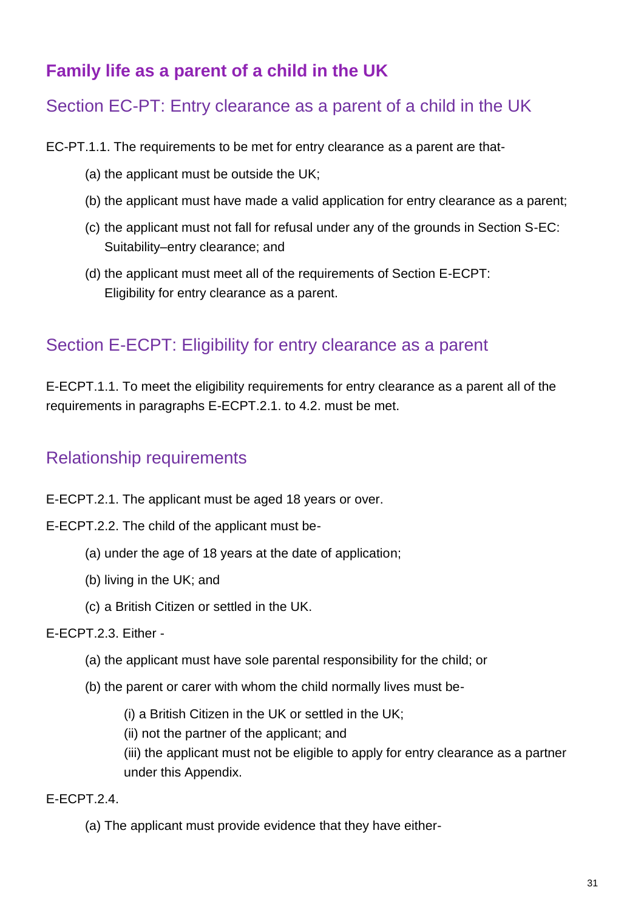## Family life as a parent of a child in the UK

### Section EC-PT: Entry clearance as a parent of a child in the UK

EC-PT.1.1. The requirements to be met for entry clearance as a parent are that-

- (a) the applicant must be outside the UK;
- (b) the applicant must have made a valid application for entry clearance as a parent;
- (c) the applicant must not fall for refusal under any of the grounds in Section S-EC: Suitability–entry clearance; and
- (d) the applicant must meet all of the requirements of Section E-ECPT: Eligibility for entry clearance as a parent.

### Section E-ECPT: Eligibility for entry clearance as a parent

E-ECPT.1.1. To meet the eligibility requirements for entry clearance as a parent all of the requirements in paragraphs E-ECPT.2.1. to 4.2. must be met.

### Relationship requirements

E-ECPT.2.1. The applicant must be aged 18 years or over.

E-ECPT.2.2. The child of the applicant must be-

- (a) under the age of 18 years at the date of application;
- (b) living in the UK; and
- (c) a British Citizen or settled in the UK.

E-ECPT.2.3. Either -

- (a) the applicant must have sole parental responsibility for the child; or
- (b) the parent or carer with whom the child normally lives must be-
  - (i) a British Citizen in the UK or settled in the UK;
  - (ii) not the partner of the applicant; and
  - (iii) the applicant must not be eligible to apply for entry clearance as a partner under this Appendix.

E-ECPT.2.4.

- (a) The applicant must provide evidence that they have either-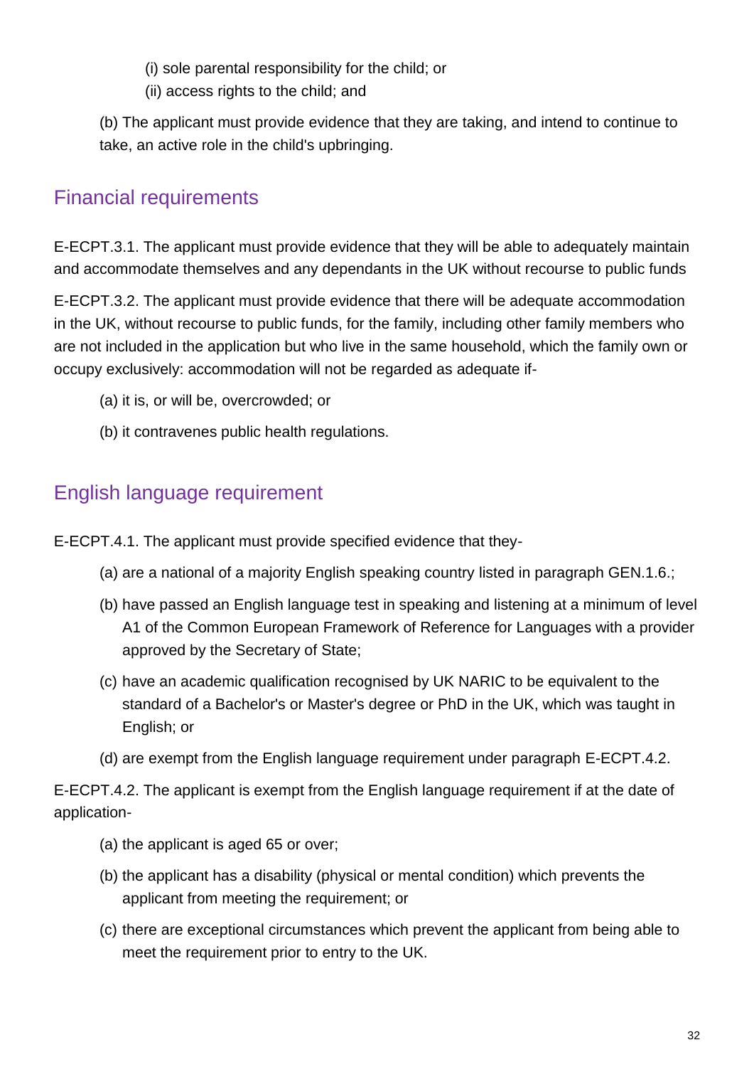(i) sole parental responsibility for the child; or

(ii) access rights to the child; and

(b) The applicant must provide evidence that they are taking, and intend to continue to take, an active role in the child's upbringing.

## Financial requirements

E-ECPT.3.1. The applicant must provide evidence that they will be able to adequately maintain and accommodate themselves and any dependants in the UK without recourse to public funds

E-ECPT.3.2. The applicant must provide evidence that there will be adequate accommodation in the UK, without recourse to public funds, for the family, including other family members who are not included in the application but who live in the same household, which the family own or occupy exclusively: accommodation will not be regarded as adequate if-

(a) it is, or will be, overcrowded; or

(b) it contravenes public health regulations.

## English language requirement

E-ECPT.4.1. The applicant must provide specified evidence that they-

(a) are a national of a majority English speaking country listed in paragraph GEN.1.6.;

(b) have passed an English language test in speaking and listening at a minimum of level A1 of the Common European Framework of Reference for Languages with a provider approved by the Secretary of State;

(c) have an academic qualification recognised by UK NARIC to be equivalent to the standard of a Bachelor's or Master's degree or PhD in the UK, which was taught in English; or

(d) are exempt from the English language requirement under paragraph E-ECPT.4.2.

E-ECPT.4.2. The applicant is exempt from the English language requirement if at the date of application-

(a) the applicant is aged 65 or over;

(b) the applicant has a disability (physical or mental condition) which prevents the applicant from meeting the requirement; or

(c) there are exceptional circumstances which prevent the applicant from being able to meet the requirement prior to entry to the UK.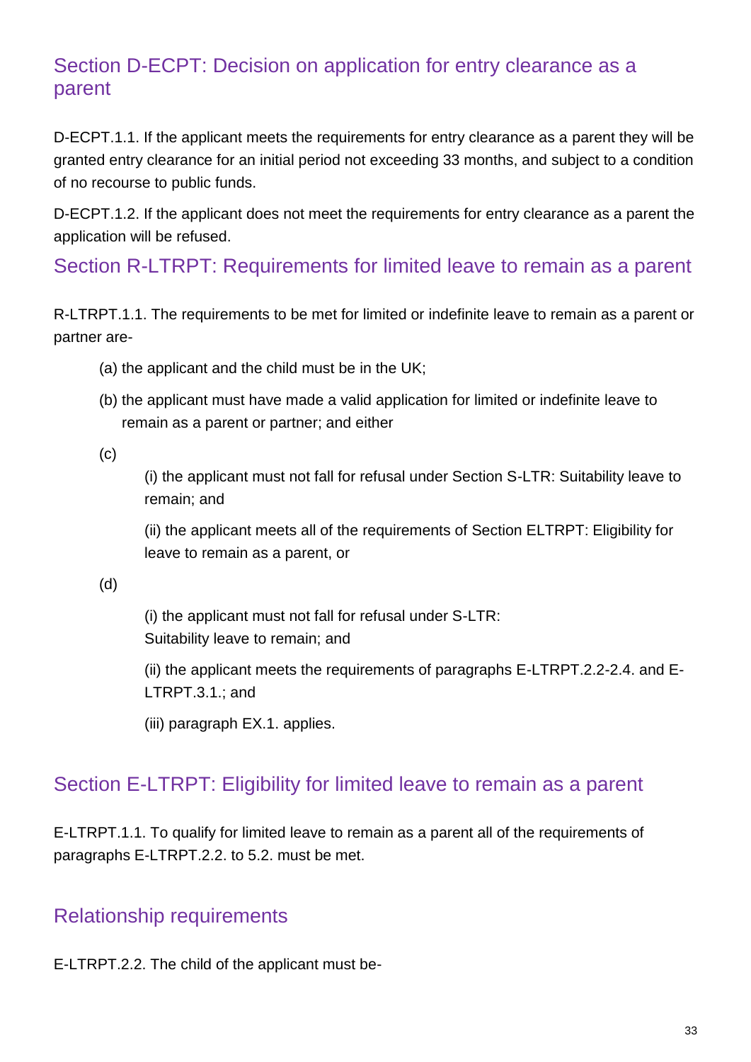## Section D-ECPT: Decision on application for entry clearance as a parent

D-ECPT.1.1. If the applicant meets the requirements for entry clearance as a parent they will be granted entry clearance for an initial period not exceeding 33 months, and subject to a condition of no recourse to public funds.

D-ECPT.1.2. If the applicant does not meet the requirements for entry clearance as a parent the application will be refused.

## Section R-LTRPT: Requirements for limited leave to remain as a parent

R-LTRPT.1.1. The requirements to be met for limited or indefinite leave to remain as a parent or partner are-

(a) the applicant and the child must be in the UK;

(b) the applicant must have made a valid application for limited or indefinite leave to remain as a parent or partner; and either

(c)

(i) the applicant must not fall for refusal under Section S-LTR: Suitability leave to remain; and

(ii) the applicant meets all of the requirements of Section ELTRPT: Eligibility for leave to remain as a parent, or

(d)

(i) the applicant must not fall for refusal under S-LTR: Suitability leave to remain; and

(ii) the applicant meets the requirements of paragraphs E-LTRPT.2.2-2.4. and E-LTRPT.3.1.; and

(iii) paragraph EX.1. applies.

## Section E-LTRPT: Eligibility for limited leave to remain as a parent

E-LTRPT.1.1. To qualify for limited leave to remain as a parent all of the requirements of paragraphs E-LTRPT.2.2. to 5.2. must be met.

## Relationship requirements

E-LTRPT.2.2. The child of the applicant must be-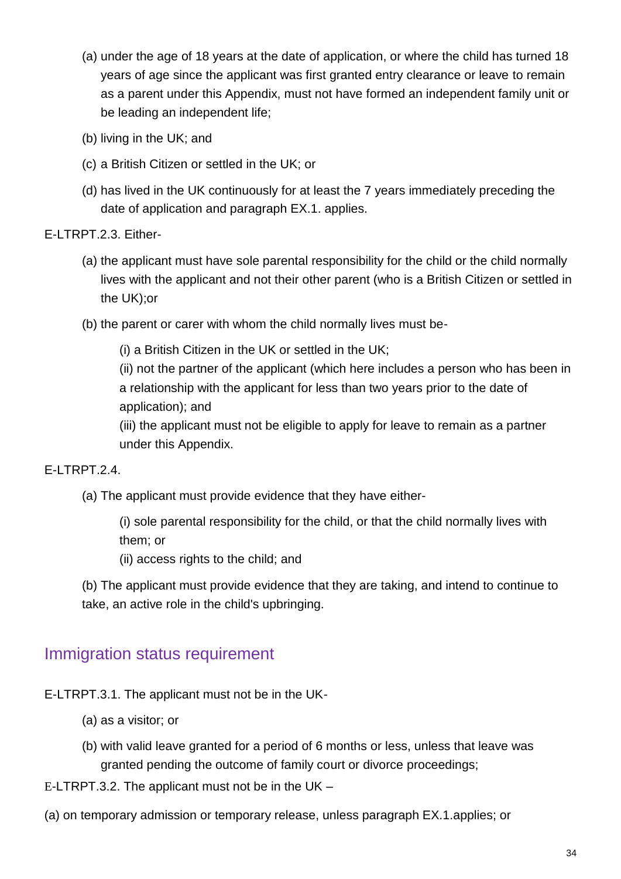(a) under the age of 18 years at the date of application, or where the child has turned 18 years of age since the applicant was first granted entry clearance or leave to remain as a parent under this Appendix, must not have formed an independent family unit or be leading an independent life;

(b) living in the UK; and

(c) a British Citizen or settled in the UK; or

(d) has lived in the UK continuously for at least the 7 years immediately preceding the date of application and paragraph EX.1. applies.

E-LTRPT.2.3. Either-

(a) the applicant must have sole parental responsibility for the child or the child normally lives with the applicant and not their other parent (who is a British Citizen or settled in the UK);or

(b) the parent or carer with whom the child normally lives must be-

(i) a British Citizen in the UK or settled in the UK;
(ii) not the partner of the applicant (which here includes a person who has been in a relationship with the applicant for less than two years prior to the date of application); and
(iii) the applicant must not be eligible to apply for leave to remain as a partner under this Appendix.

E-LTRPT.2.4.

(a) The applicant must provide evidence that they have either-

(i) sole parental responsibility for the child, or that the child normally lives with them; or
(ii) access rights to the child; and

(b) The applicant must provide evidence that they are taking, and intend to continue to take, an active role in the child's upbringing.

## Immigration status requirement

E-LTRPT.3.1. The applicant must not be in the UK-

(a) as a visitor; or

(b) with valid leave granted for a period of 6 months or less, unless that leave was granted pending the outcome of family court or divorce proceedings;

E-LTRPT.3.2. The applicant must not be in the UK –

(a) on temporary admission or temporary release, unless paragraph EX.1.applies; or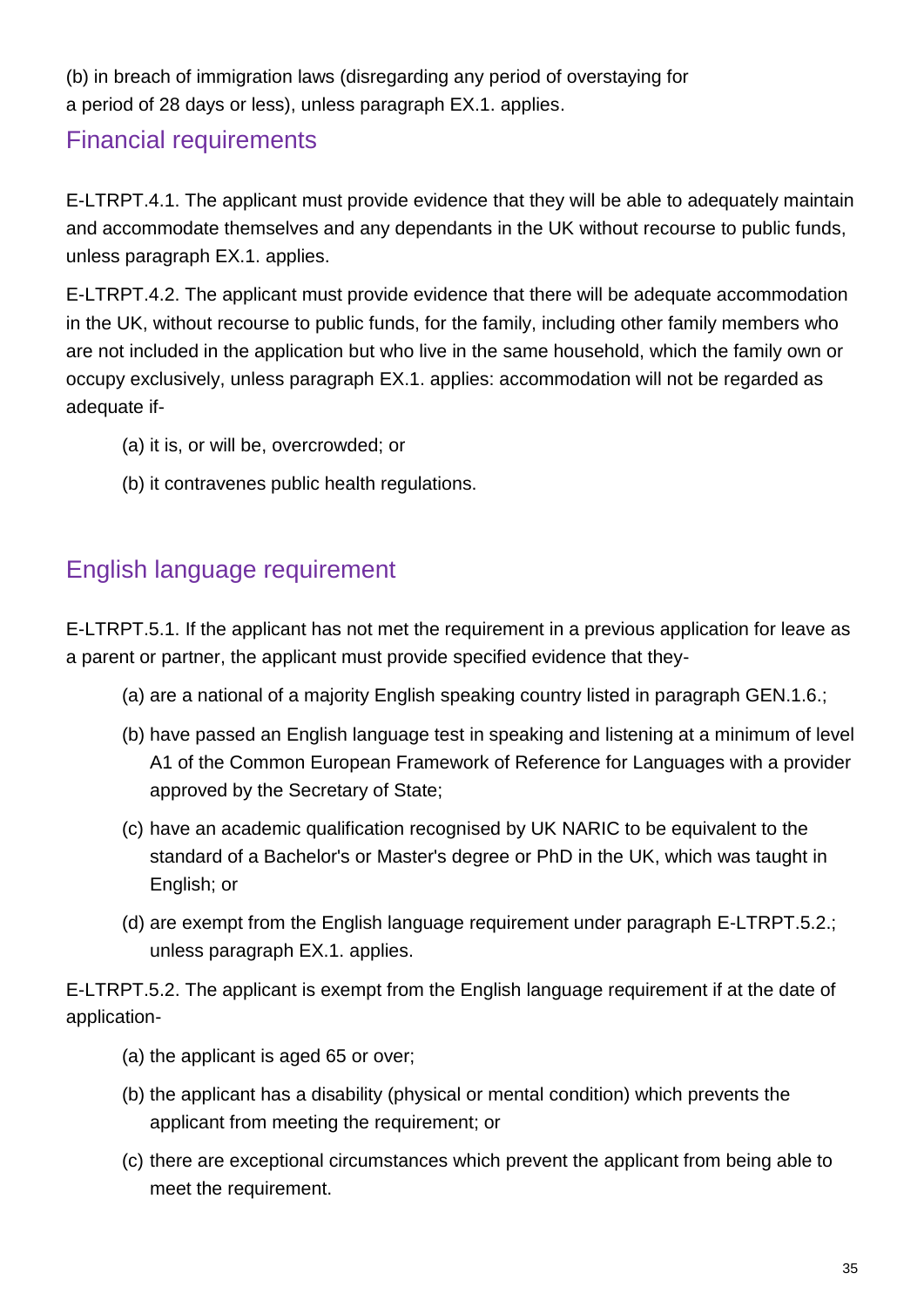(b) in breach of immigration laws (disregarding any period of overstaying for a period of 28 days or less), unless paragraph EX.1. applies.

## Financial requirements

E-LTRPT.4.1. The applicant must provide evidence that they will be able to adequately maintain and accommodate themselves and any dependants in the UK without recourse to public funds, unless paragraph EX.1. applies.

E-LTRPT.4.2. The applicant must provide evidence that there will be adequate accommodation in the UK, without recourse to public funds, for the family, including other family members who are not included in the application but who live in the same household, which the family own or occupy exclusively, unless paragraph EX.1. applies: accommodation will not be regarded as adequate if-

(a) it is, or will be, overcrowded; or

(b) it contravenes public health regulations.

## English language requirement

E-LTRPT.5.1. If the applicant has not met the requirement in a previous application for leave as a parent or partner, the applicant must provide specified evidence that they-

(a) are a national of a majority English speaking country listed in paragraph GEN.1.6.;

(b) have passed an English language test in speaking and listening at a minimum of level A1 of the Common European Framework of Reference for Languages with a provider approved by the Secretary of State;

(c) have an academic qualification recognised by UK NARIC to be equivalent to the standard of a Bachelor's or Master's degree or PhD in the UK, which was taught in English; or

(d) are exempt from the English language requirement under paragraph E-LTRPT.5.2.; unless paragraph EX.1. applies.

E-LTRPT.5.2. The applicant is exempt from the English language requirement if at the date of application-

(a) the applicant is aged 65 or over;

(b) the applicant has a disability (physical or mental condition) which prevents the applicant from meeting the requirement; or

(c) there are exceptional circumstances which prevent the applicant from being able to meet the requirement.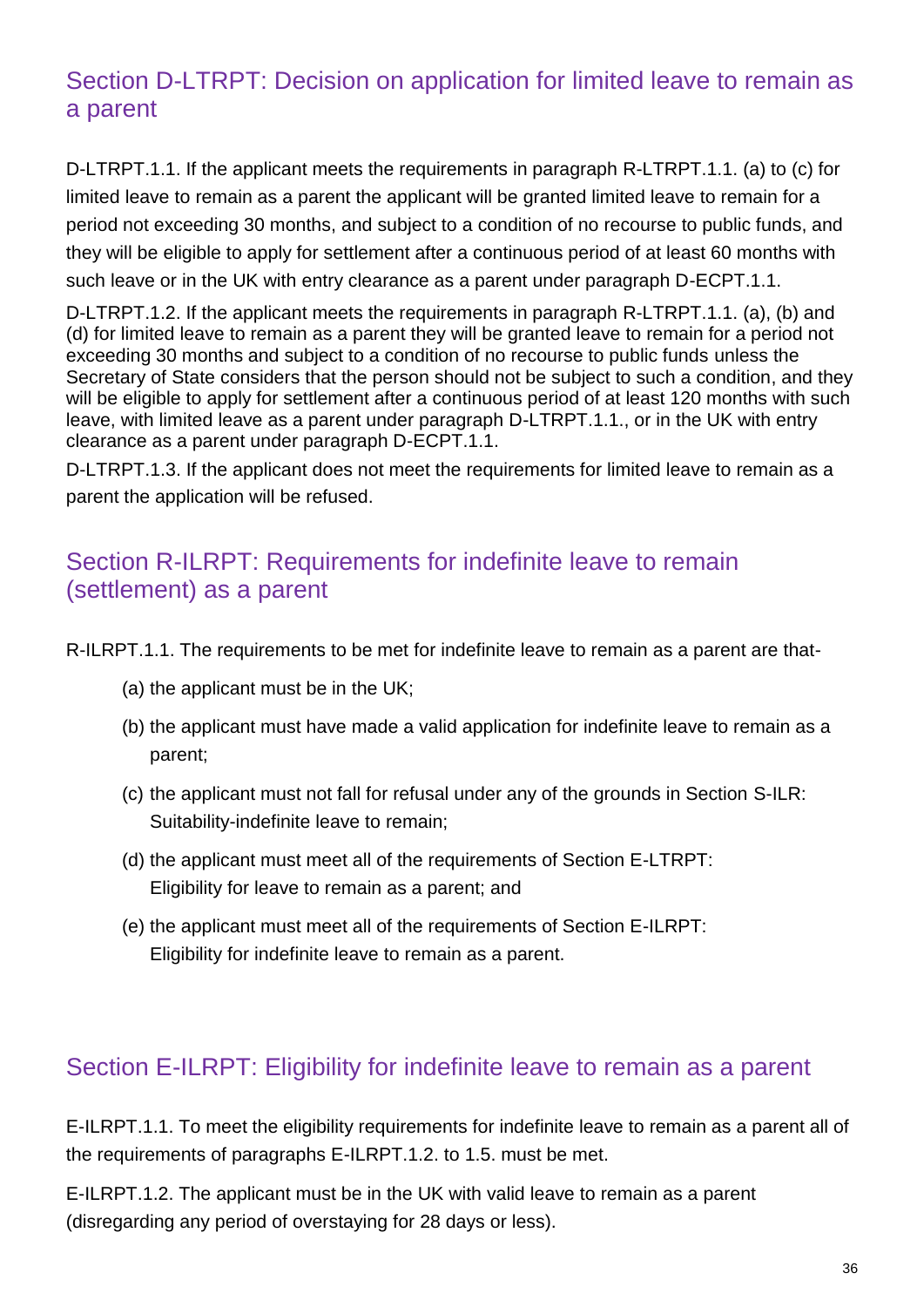## Section D-LTRPT: Decision on application for limited leave to remain as a parent

D-LTRPT.1.1. If the applicant meets the requirements in paragraph R-LTRPT.1.1. (a) to (c) for limited leave to remain as a parent the applicant will be granted limited leave to remain for a period not exceeding 30 months, and subject to a condition of no recourse to public funds, and they will be eligible to apply for settlement after a continuous period of at least 60 months with such leave or in the UK with entry clearance as a parent under paragraph D-ECPT.1.1.

D-LTRPT.1.2. If the applicant meets the requirements in paragraph R-LTRPT.1.1. (a), (b) and (d) for limited leave to remain as a parent they will be granted leave to remain for a period not exceeding 30 months and subject to a condition of no recourse to public funds unless the Secretary of State considers that the person should not be subject to such a condition, and they will be eligible to apply for settlement after a continuous period of at least 120 months with such leave, with limited leave as a parent under paragraph D-LTRPT.1.1., or in the UK with entry clearance as a parent under paragraph D-ECPT.1.1.

D-LTRPT.1.3. If the applicant does not meet the requirements for limited leave to remain as a parent the application will be refused.

## Section R-ILRPT: Requirements for indefinite leave to remain (settlement) as a parent

R-ILRPT.1.1. The requirements to be met for indefinite leave to remain as a parent are that-

(a) the applicant must be in the UK;

(b) the applicant must have made a valid application for indefinite leave to remain as a parent;

(c) the applicant must not fall for refusal under any of the grounds in Section S-ILR: Suitability-indefinite leave to remain;

(d) the applicant must meet all of the requirements of Section E-LTRPT: Eligibility for leave to remain as a parent; and

(e) the applicant must meet all of the requirements of Section E-ILRPT: Eligibility for indefinite leave to remain as a parent.

## Section E-ILRPT: Eligibility for indefinite leave to remain as a parent

E-ILRPT.1.1. To meet the eligibility requirements for indefinite leave to remain as a parent all of the requirements of paragraphs E-ILRPT.1.2. to 1.5. must be met.

E-ILRPT.1.2. The applicant must be in the UK with valid leave to remain as a parent (disregarding any period of overstaying for 28 days or less).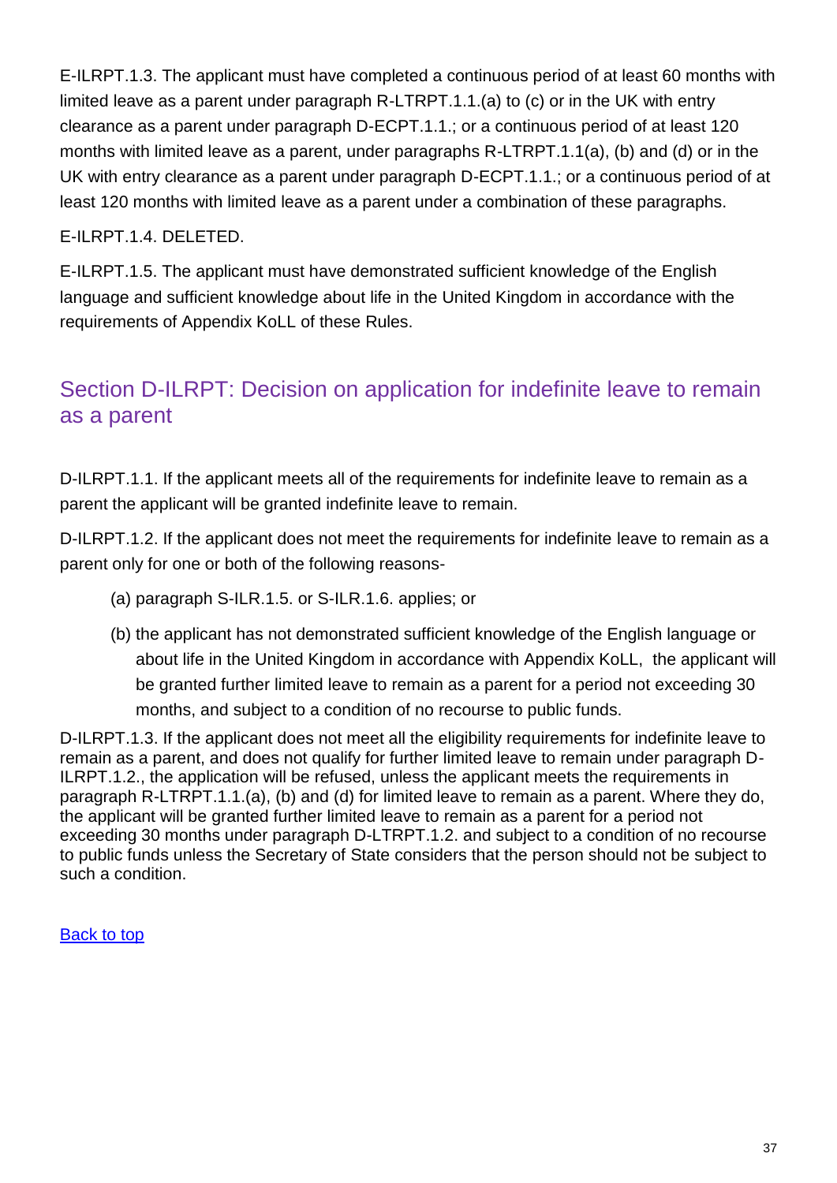E-ILRPT.1.3. The applicant must have completed a continuous period of at least 60 months with limited leave as a parent under paragraph R-LTRPT.1.1.(a) to (c) or in the UK with entry clearance as a parent under paragraph D-ECPT.1.1.; or a continuous period of at least 120 months with limited leave as a parent, under paragraphs R-LTRPT.1.1(a), (b) and (d) or in the UK with entry clearance as a parent under paragraph D-ECPT.1.1.; or a continuous period of at least 120 months with limited leave as a parent under a combination of these paragraphs.

E-ILRPT.1.4. DELETED.

E-ILRPT.1.5. The applicant must have demonstrated sufficient knowledge of the English language and sufficient knowledge about life in the United Kingdom in accordance with the requirements of Appendix KoLL of these Rules.

## Section D-ILRPT: Decision on application for indefinite leave to remain as a parent

D-ILRPT.1.1. If the applicant meets all of the requirements for indefinite leave to remain as a parent the applicant will be granted indefinite leave to remain.

D-ILRPT.1.2. If the applicant does not meet the requirements for indefinite leave to remain as a parent only for one or both of the following reasons-

(a) paragraph S-ILR.1.5. or S-ILR.1.6. applies; or

(b) the applicant has not demonstrated sufficient knowledge of the English language or about life in the United Kingdom in accordance with Appendix KoLL, the applicant will be granted further limited leave to remain as a parent for a period not exceeding 30 months, and subject to a condition of no recourse to public funds.

D-ILRPT.1.3. If the applicant does not meet all the eligibility requirements for indefinite leave to remain as a parent, and does not qualify for further limited leave to remain under paragraph D-ILRPT.1.2., the application will be refused, unless the applicant meets the requirements in paragraph R-LTRPT.1.1.(a), (b) and (d) for limited leave to remain as a parent. Where they do, the applicant will be granted further limited leave to remain as a parent for a period not exceeding 30 months under paragraph D-LTRPT.1.2. and subject to a condition of no recourse to public funds unless the Secretary of State considers that the person should not be subject to such a condition.

Back to top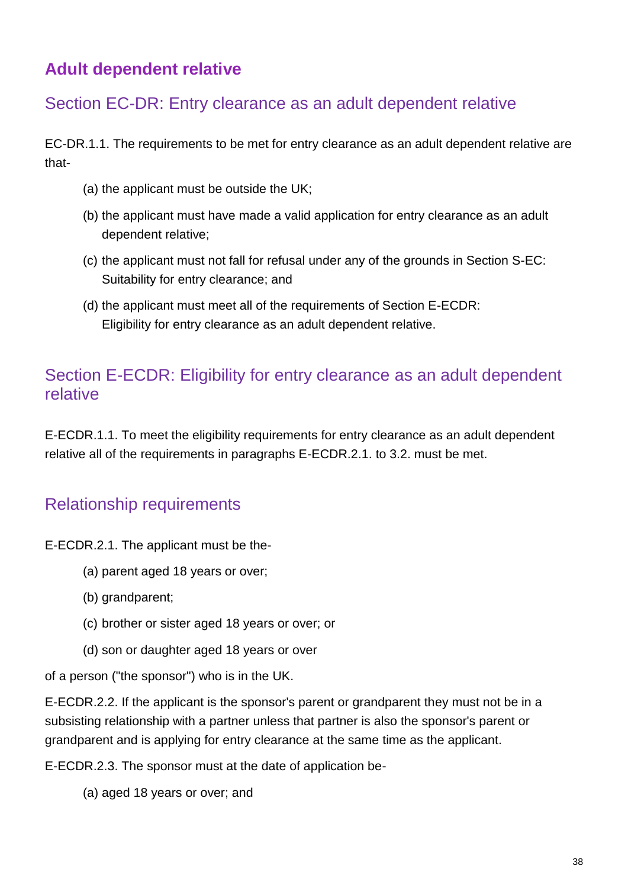## Adult dependent relative

### Section EC-DR: Entry clearance as an adult dependent relative

EC-DR.1.1. The requirements to be met for entry clearance as an adult dependent relative are that-

(a) the applicant must be outside the UK;

(b) the applicant must have made a valid application for entry clearance as an adult dependent relative;

(c) the applicant must not fall for refusal under any of the grounds in Section S-EC: Suitability for entry clearance; and

(d) the applicant must meet all of the requirements of Section E-ECDR: Eligibility for entry clearance as an adult dependent relative.

### Section E-ECDR: Eligibility for entry clearance as an adult dependent relative

E-ECDR.1.1. To meet the eligibility requirements for entry clearance as an adult dependent relative all of the requirements in paragraphs E-ECDR.2.1. to 3.2. must be met.

### Relationship requirements

E-ECDR.2.1. The applicant must be the-

(a) parent aged 18 years or over;

(b) grandparent;

(c) brother or sister aged 18 years or over; or

(d) son or daughter aged 18 years or over

of a person ("the sponsor") who is in the UK.

E-ECDR.2.2. If the applicant is the sponsor's parent or grandparent they must not be in a subsisting relationship with a partner unless that partner is also the sponsor's parent or grandparent and is applying for entry clearance at the same time as the applicant.

E-ECDR.2.3. The sponsor must at the date of application be-

(a) aged 18 years or over; and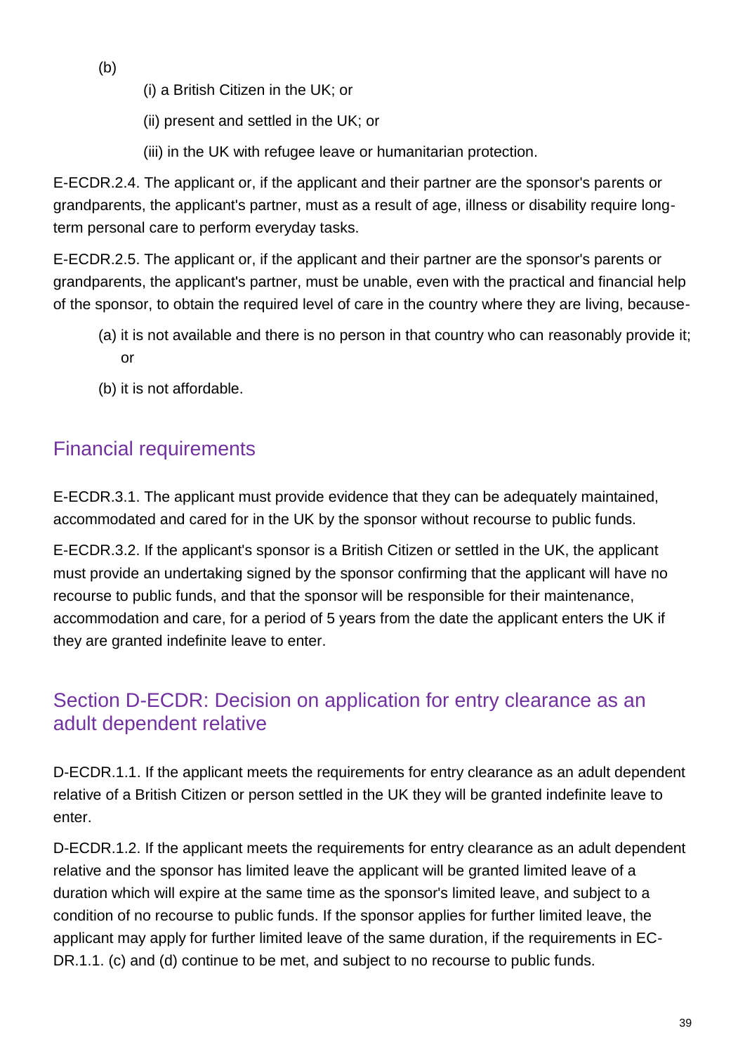(b)

(i) a British Citizen in the UK; or

(ii) present and settled in the UK; or

(iii) in the UK with refugee leave or humanitarian protection.

E-ECDR.2.4. The applicant or, if the applicant and their partner are the sponsor's parents or grandparents, the applicant's partner, must as a result of age, illness or disability require long-term personal care to perform everyday tasks.

E-ECDR.2.5. The applicant or, if the applicant and their partner are the sponsor's parents or grandparents, the applicant's partner, must be unable, even with the practical and financial help of the sponsor, to obtain the required level of care in the country where they are living, because-

(a) it is not available and there is no person in that country who can reasonably provide it; or

(b) it is not affordable.

## Financial requirements

E-ECDR.3.1. The applicant must provide evidence that they can be adequately maintained, accommodated and cared for in the UK by the sponsor without recourse to public funds.

E-ECDR.3.2. If the applicant's sponsor is a British Citizen or settled in the UK, the applicant must provide an undertaking signed by the sponsor confirming that the applicant will have no recourse to public funds, and that the sponsor will be responsible for their maintenance, accommodation and care, for a period of 5 years from the date the applicant enters the UK if they are granted indefinite leave to enter.

## Section D-ECDR: Decision on application for entry clearance as an adult dependent relative

D-ECDR.1.1. If the applicant meets the requirements for entry clearance as an adult dependent relative of a British Citizen or person settled in the UK they will be granted indefinite leave to enter.

D-ECDR.1.2. If the applicant meets the requirements for entry clearance as an adult dependent relative and the sponsor has limited leave the applicant will be granted limited leave of a duration which will expire at the same time as the sponsor's limited leave, and subject to a condition of no recourse to public funds. If the sponsor applies for further limited leave, the applicant may apply for further limited leave of the same duration, if the requirements in EC-DR.1.1. (c) and (d) continue to be met, and subject to no recourse to public funds.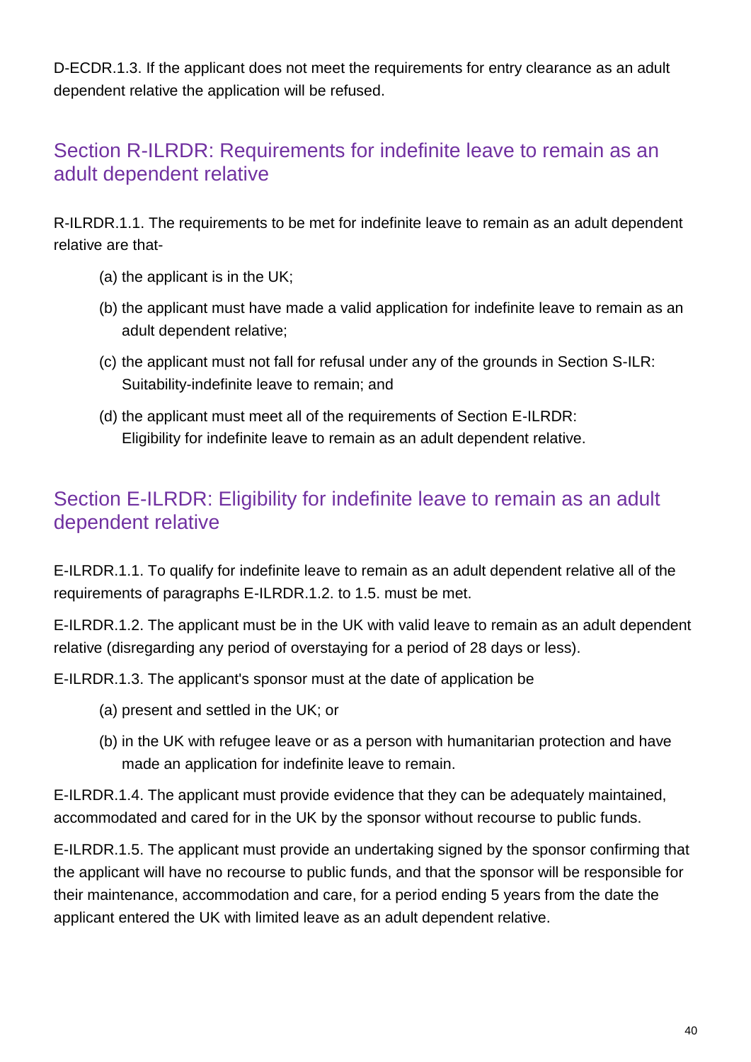D-ECDR.1.3. If the applicant does not meet the requirements for entry clearance as an adult dependent relative the application will be refused.

## Section R-ILRDR: Requirements for indefinite leave to remain as an adult dependent relative

R-ILRDR.1.1. The requirements to be met for indefinite leave to remain as an adult dependent relative are that-

(a) the applicant is in the UK;

(b) the applicant must have made a valid application for indefinite leave to remain as an adult dependent relative;

(c) the applicant must not fall for refusal under any of the grounds in Section S-ILR: Suitability-indefinite leave to remain; and

(d) the applicant must meet all of the requirements of Section E-ILRDR: Eligibility for indefinite leave to remain as an adult dependent relative.

## Section E-ILRDR: Eligibility for indefinite leave to remain as an adult dependent relative

E-ILRDR.1.1. To qualify for indefinite leave to remain as an adult dependent relative all of the requirements of paragraphs E-ILRDR.1.2. to 1.5. must be met.

E-ILRDR.1.2. The applicant must be in the UK with valid leave to remain as an adult dependent relative (disregarding any period of overstaying for a period of 28 days or less).

E-ILRDR.1.3. The applicant's sponsor must at the date of application be

(a) present and settled in the UK; or

(b) in the UK with refugee leave or as a person with humanitarian protection and have made an application for indefinite leave to remain.

E-ILRDR.1.4. The applicant must provide evidence that they can be adequately maintained, accommodated and cared for in the UK by the sponsor without recourse to public funds.

E-ILRDR.1.5. The applicant must provide an undertaking signed by the sponsor confirming that the applicant will have no recourse to public funds, and that the sponsor will be responsible for their maintenance, accommodation and care, for a period ending 5 years from the date the applicant entered the UK with limited leave as an adult dependent relative.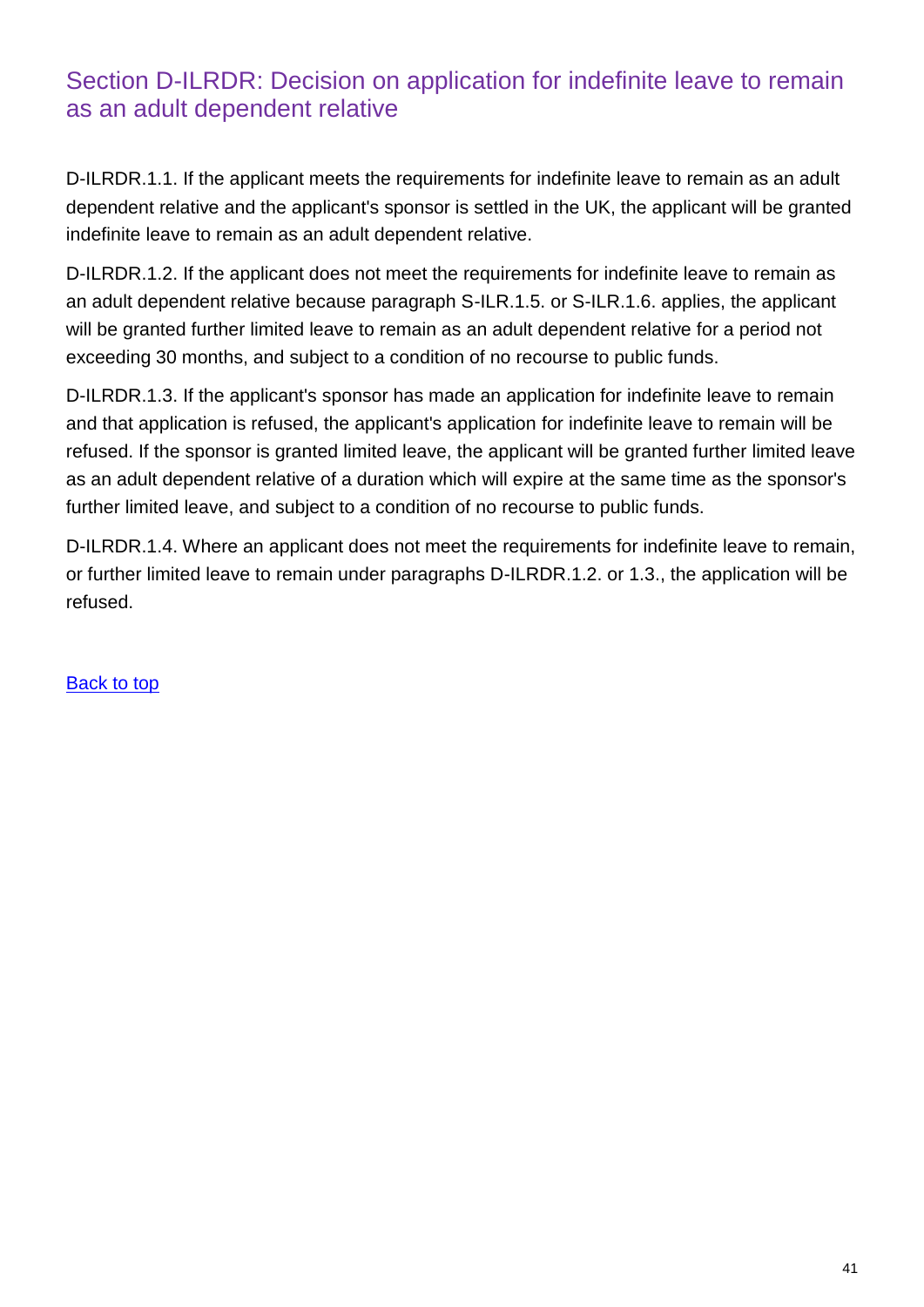## Section D-ILRDR: Decision on application for indefinite leave to remain as an adult dependent relative

D-ILRDR.1.1. If the applicant meets the requirements for indefinite leave to remain as an adult dependent relative and the applicant's sponsor is settled in the UK, the applicant will be granted indefinite leave to remain as an adult dependent relative.

D-ILRDR.1.2. If the applicant does not meet the requirements for indefinite leave to remain as an adult dependent relative because paragraph S-ILR.1.5. or S-ILR.1.6. applies, the applicant will be granted further limited leave to remain as an adult dependent relative for a period not exceeding 30 months, and subject to a condition of no recourse to public funds.

D-ILRDR.1.3. If the applicant's sponsor has made an application for indefinite leave to remain and that application is refused, the applicant's application for indefinite leave to remain will be refused. If the sponsor is granted limited leave, the applicant will be granted further limited leave as an adult dependent relative of a duration which will expire at the same time as the sponsor's further limited leave, and subject to a condition of no recourse to public funds.

D-ILRDR.1.4. Where an applicant does not meet the requirements for indefinite leave to remain, or further limited leave to remain under paragraphs D-ILRDR.1.2. or 1.3., the application will be refused.

[Back to top]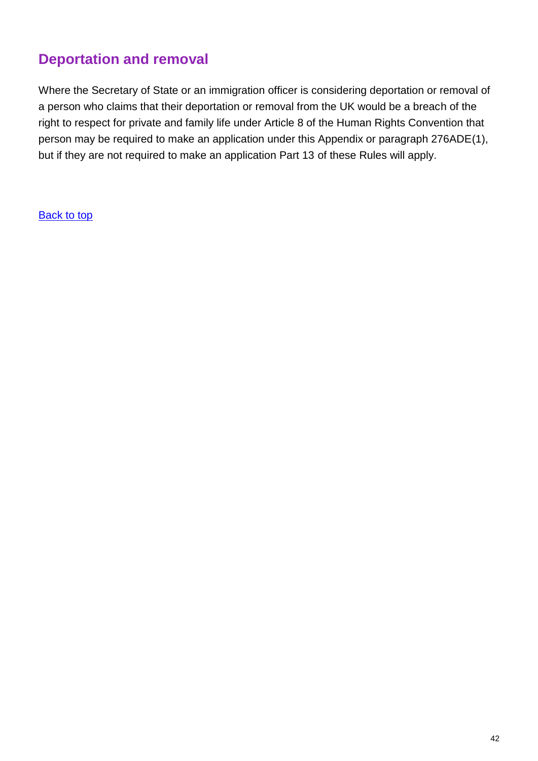## Deportation and removal

Where the Secretary of State or an immigration officer is considering deportation or removal of a person who claims that their deportation or removal from the UK would be a breach of the right to respect for private and family life under Article 8 of the Human Rights Convention that person may be required to make an application under this Appendix or paragraph 276ADE(1), but if they are not required to make an application Part 13 of these Rules will apply.

Back to top